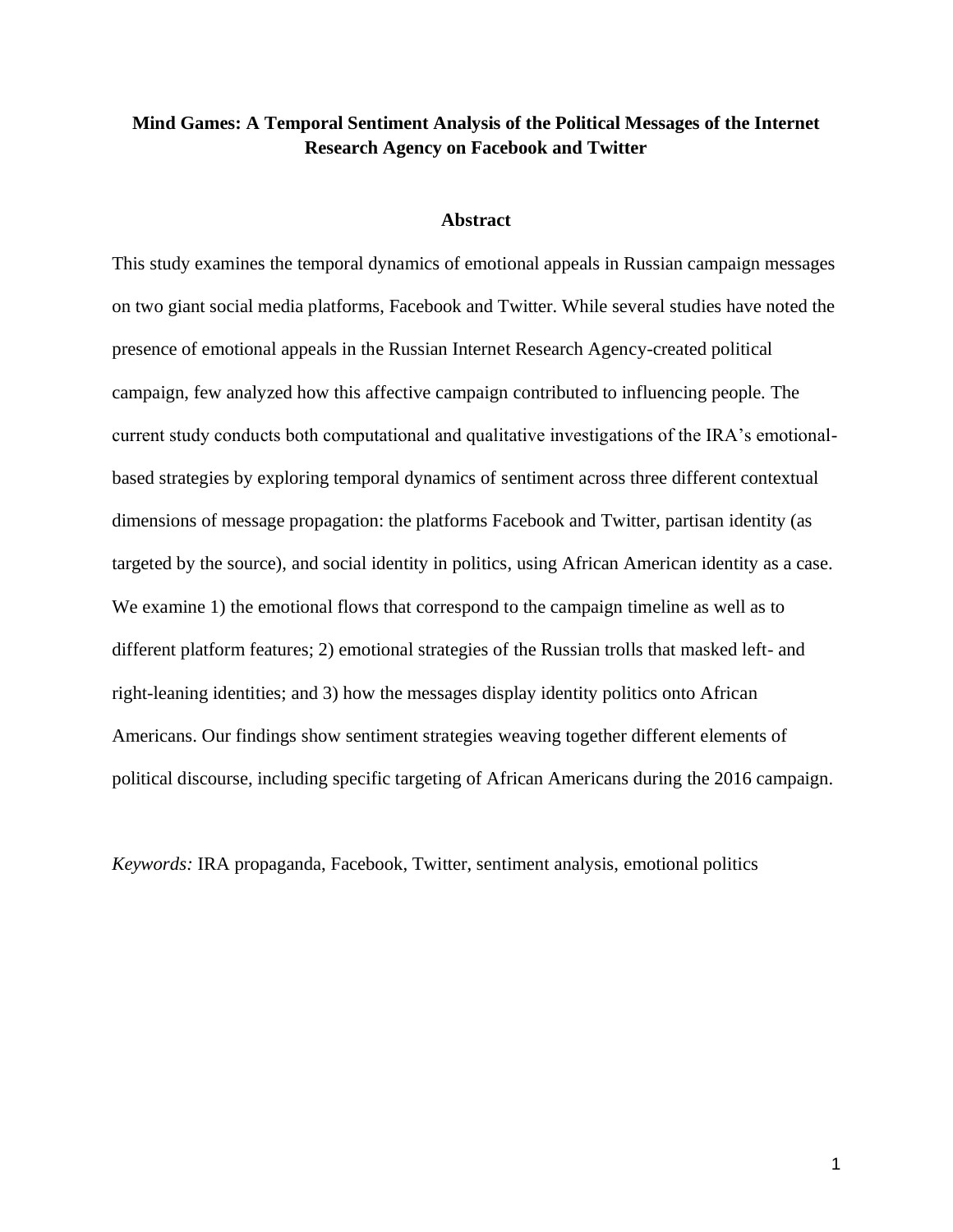# Mind Games: A Temporal Sentiment Analysis of the Political Messages of the Internet Research Agency on Facebook and Twitter

## Abstract

This study examines the temporal dynamics of emotional appeals in Russian campaign messages on two giant social media platforms, Facebook and Twitter. While several studies have noted the presence of emotional appeals in the Russian Internet Research Agency-created political campaign, few analyzed how this affective campaign contributed to influencing people. The current study conducts both computational and qualitative investigations of the IRA's emotional-based strategies by exploring temporal dynamics of sentiment across three different contextual dimensions of message propagation: the platforms Facebook and Twitter, partisan identity (as targeted by the source), and social identity in politics, using African American identity as a case. We examine 1) the emotional flows that correspond to the campaign timeline as well as to different platform features; 2) emotional strategies of the Russian trolls that masked left- and right-leaning identities; and 3) how the messages display identity politics onto African Americans. Our findings show sentiment strategies weaving together different elements of political discourse, including specific targeting of African Americans during the 2016 campaign.

*Keywords:* IRA propaganda, Facebook, Twitter, sentiment analysis, emotional politics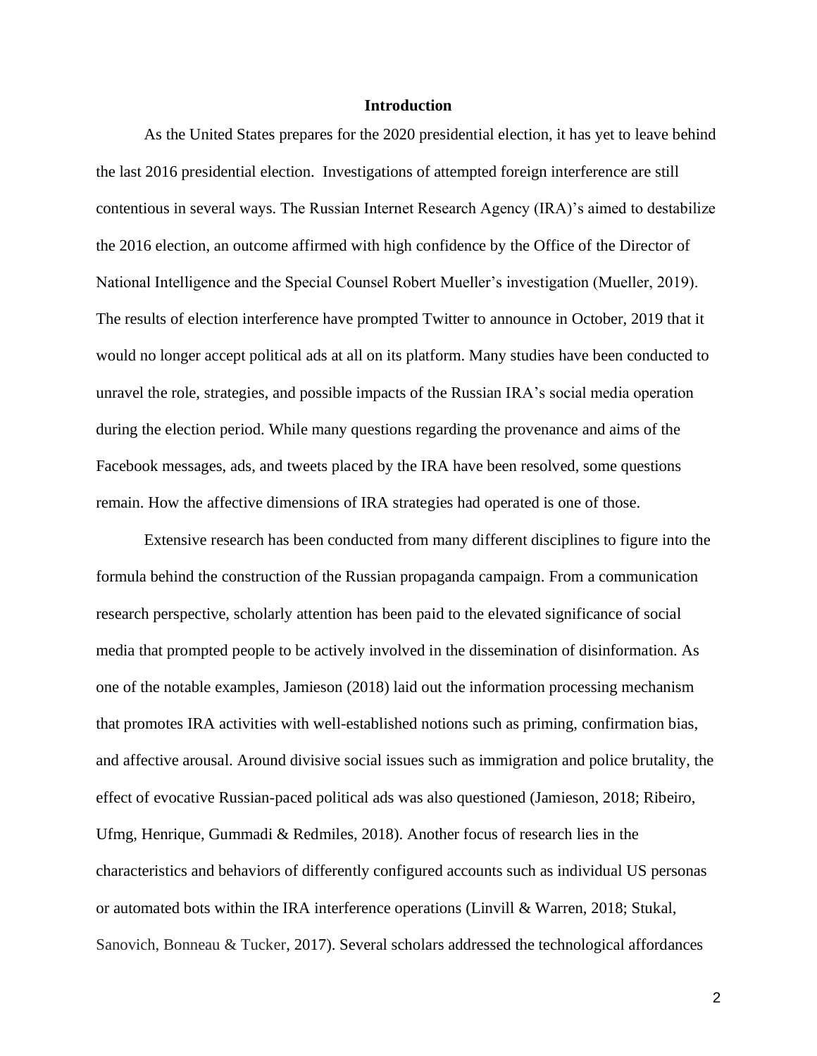## Introduction

As the United States prepares for the 2020 presidential election, it has yet to leave behind the last 2016 presidential election. Investigations of attempted foreign interference are still contentious in several ways. The Russian Internet Research Agency (IRA)'s aimed to destabilize the 2016 election, an outcome affirmed with high confidence by the Office of the Director of National Intelligence and the Special Counsel Robert Mueller's investigation (Mueller, 2019). The results of election interference have prompted Twitter to announce in October, 2019 that it would no longer accept political ads at all on its platform. Many studies have been conducted to unravel the role, strategies, and possible impacts of the Russian IRA's social media operation during the election period. While many questions regarding the provenance and aims of the Facebook messages, ads, and tweets placed by the IRA have been resolved, some questions remain. How the affective dimensions of IRA strategies had operated is one of those.

Extensive research has been conducted from many different disciplines to figure into the formula behind the construction of the Russian propaganda campaign. From a communication research perspective, scholarly attention has been paid to the elevated significance of social media that prompted people to be actively involved in the dissemination of disinformation. As one of the notable examples, Jamieson (2018) laid out the information processing mechanism that promotes IRA activities with well-established notions such as priming, confirmation bias, and affective arousal. Around divisive social issues such as immigration and police brutality, the effect of evocative Russian-paced political ads was also questioned (Jamieson, 2018; Ribeiro, Ufmg, Henrique, Gummadi & Redmiles, 2018). Another focus of research lies in the characteristics and behaviors of differently configured accounts such as individual US personas or automated bots within the IRA interference operations (Linvill & Warren, 2018; Stukal, Sanovich, Bonneau & Tucker, 2017). Several scholars addressed the technological affordances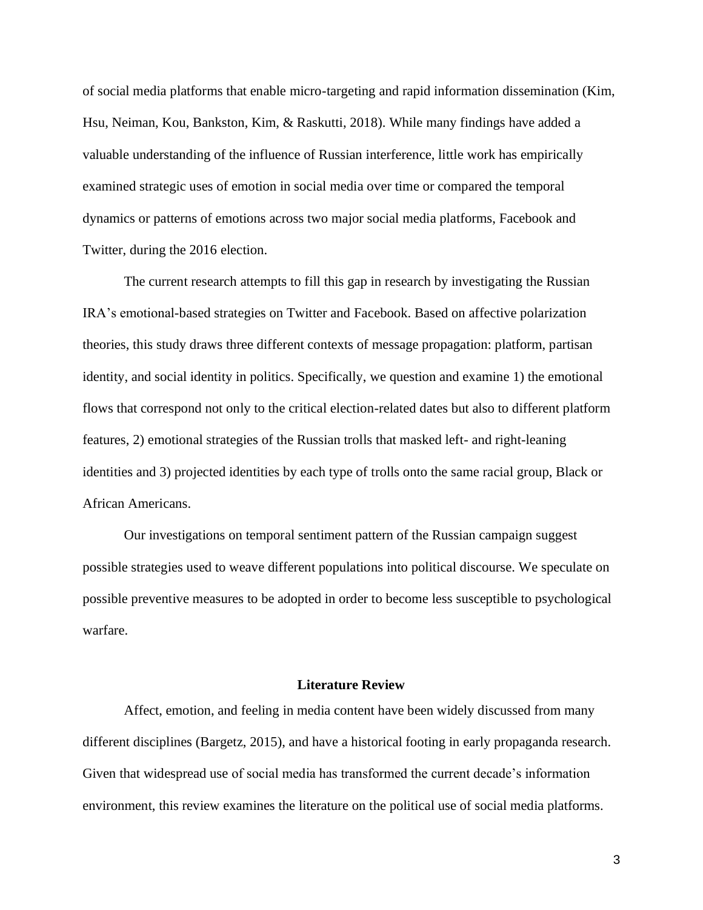of social media platforms that enable micro-targeting and rapid information dissemination (Kim, Hsu, Neiman, Kou, Bankston, Kim, & Raskutti, 2018). While many findings have added a valuable understanding of the influence of Russian interference, little work has empirically examined strategic uses of emotion in social media over time or compared the temporal dynamics or patterns of emotions across two major social media platforms, Facebook and Twitter, during the 2016 election.

The current research attempts to fill this gap in research by investigating the Russian IRA's emotional-based strategies on Twitter and Facebook. Based on affective polarization theories, this study draws three different contexts of message propagation: platform, partisan identity, and social identity in politics. Specifically, we question and examine 1) the emotional flows that correspond not only to the critical election-related dates but also to different platform features, 2) emotional strategies of the Russian trolls that masked left- and right-leaning identities and 3) projected identities by each type of trolls onto the same racial group, Black or African Americans.

Our investigations on temporal sentiment pattern of the Russian campaign suggest possible strategies used to weave different populations into political discourse. We speculate on possible preventive measures to be adopted in order to become less susceptible to psychological warfare.

## Literature Review

Affect, emotion, and feeling in media content have been widely discussed from many different disciplines (Bargetz, 2015), and have a historical footing in early propaganda research. Given that widespread use of social media has transformed the current decade's information environment, this review examines the literature on the political use of social media platforms.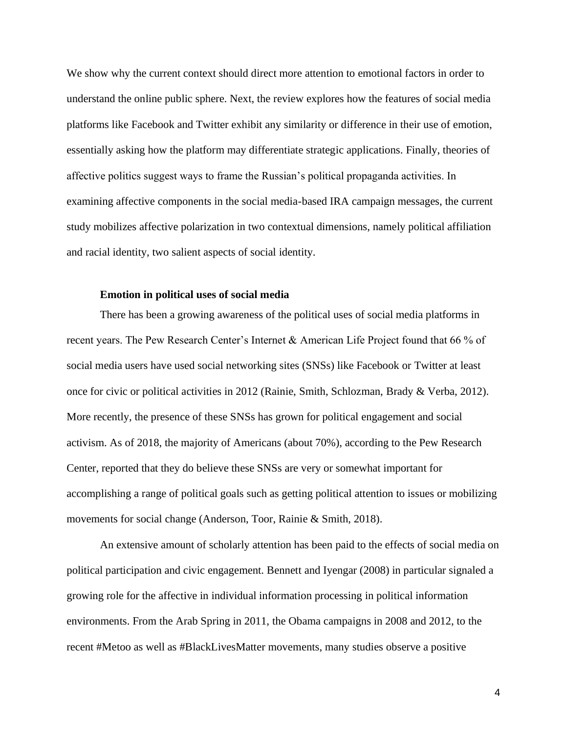We show why the current context should direct more attention to emotional factors in order to understand the online public sphere. Next, the review explores how the features of social media platforms like Facebook and Twitter exhibit any similarity or difference in their use of emotion, essentially asking how the platform may differentiate strategic applications. Finally, theories of affective politics suggest ways to frame the Russian's political propaganda activities. In examining affective components in the social media-based IRA campaign messages, the current study mobilizes affective polarization in two contextual dimensions, namely political affiliation and racial identity, two salient aspects of social identity.

### Emotion in political uses of social media

There has been a growing awareness of the political uses of social media platforms in recent years. The Pew Research Center's Internet & American Life Project found that 66 % of social media users have used social networking sites (SNSs) like Facebook or Twitter at least once for civic or political activities in 2012 (Rainie, Smith, Schlozman, Brady & Verba, 2012). More recently, the presence of these SNSs has grown for political engagement and social activism. As of 2018, the majority of Americans (about 70%), according to the Pew Research Center, reported that they do believe these SNSs are very or somewhat important for accomplishing a range of political goals such as getting political attention to issues or mobilizing movements for social change (Anderson, Toor, Rainie & Smith, 2018).

An extensive amount of scholarly attention has been paid to the effects of social media on political participation and civic engagement. Bennett and Iyengar (2008) in particular signaled a growing role for the affective in individual information processing in political information environments. From the Arab Spring in 2011, the Obama campaigns in 2008 and 2012, to the recent #Metoo as well as #BlackLivesMatter movements, many studies observe a positive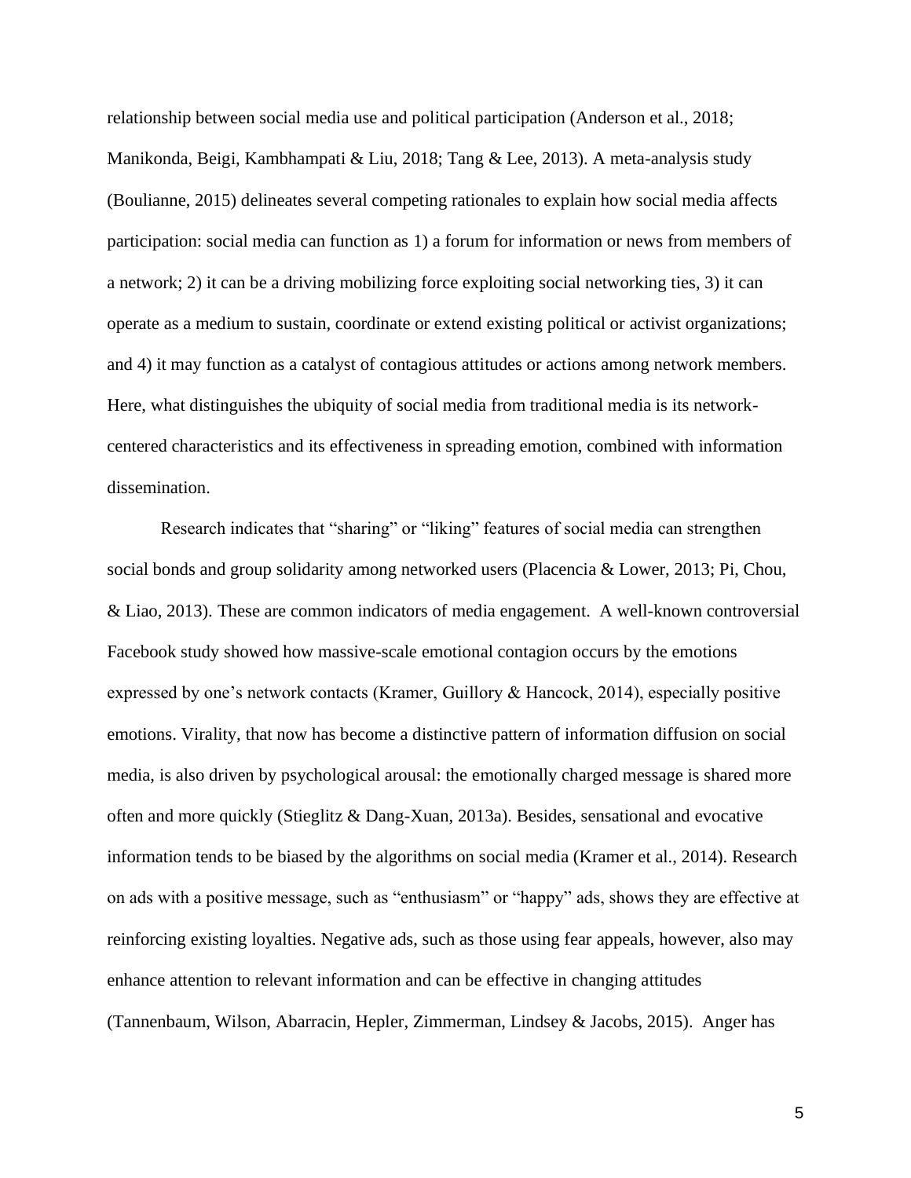relationship between social media use and political participation (Anderson et al., 2018; Manikonda, Beigi, Kambhampati & Liu, 2018; Tang & Lee, 2013). A meta-analysis study (Boulianne, 2015) delineates several competing rationales to explain how social media affects participation: social media can function as 1) a forum for information or news from members of a network; 2) it can be a driving mobilizing force exploiting social networking ties, 3) it can operate as a medium to sustain, coordinate or extend existing political or activist organizations; and 4) it may function as a catalyst of contagious attitudes or actions among network members. Here, what distinguishes the ubiquity of social media from traditional media is its network-centered characteristics and its effectiveness in spreading emotion, combined with information dissemination.

Research indicates that "sharing" or "liking" features of social media can strengthen social bonds and group solidarity among networked users (Placencia & Lower, 2013; Pi, Chou, & Liao, 2013). These are common indicators of media engagement. A well-known controversial Facebook study showed how massive-scale emotional contagion occurs by the emotions expressed by one's network contacts (Kramer, Guillory & Hancock, 2014), especially positive emotions. Virality, that now has become a distinctive pattern of information diffusion on social media, is also driven by psychological arousal: the emotionally charged message is shared more often and more quickly (Stieglitz & Dang-Xuan, 2013a). Besides, sensational and evocative information tends to be biased by the algorithms on social media (Kramer et al., 2014). Research on ads with a positive message, such as "enthusiasm" or "happy" ads, shows they are effective at reinforcing existing loyalties. Negative ads, such as those using fear appeals, however, also may enhance attention to relevant information and can be effective in changing attitudes (Tannenbaum, Wilson, Abarracin, Hepler, Zimmerman, Lindsey & Jacobs, 2015). Anger has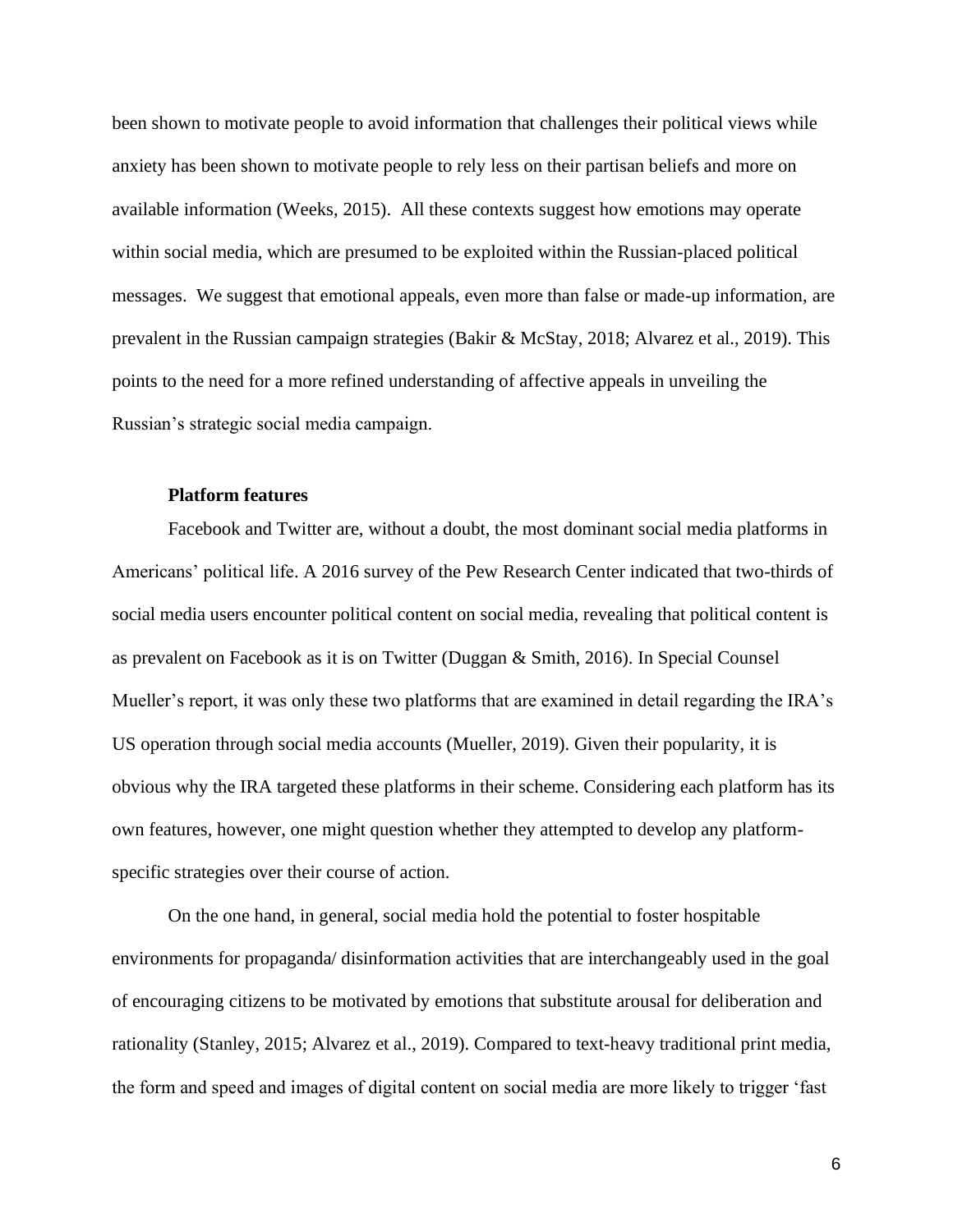been shown to motivate people to avoid information that challenges their political views while anxiety has been shown to motivate people to rely less on their partisan beliefs and more on available information (Weeks, 2015). All these contexts suggest how emotions may operate within social media, which are presumed to be exploited within the Russian-placed political messages. We suggest that emotional appeals, even more than false or made-up information, are prevalent in the Russian campaign strategies (Bakir & McStay, 2018; Alvarez et al., 2019). This points to the need for a more refined understanding of affective appeals in unveiling the Russian's strategic social media campaign.

**Platform features**

Facebook and Twitter are, without a doubt, the most dominant social media platforms in Americans' political life. A 2016 survey of the Pew Research Center indicated that two-thirds of social media users encounter political content on social media, revealing that political content is as prevalent on Facebook as it is on Twitter (Duggan & Smith, 2016). In Special Counsel Mueller's report, it was only these two platforms that are examined in detail regarding the IRA's US operation through social media accounts (Mueller, 2019). Given their popularity, it is obvious why the IRA targeted these platforms in their scheme. Considering each platform has its own features, however, one might question whether they attempted to develop any platform-specific strategies over their course of action.

On the one hand, in general, social media hold the potential to foster hospitable environments for propaganda/ disinformation activities that are interchangeably used in the goal of encouraging citizens to be motivated by emotions that substitute arousal for deliberation and rationality (Stanley, 2015; Alvarez et al., 2019). Compared to text-heavy traditional print media, the form and speed and images of digital content on social media are more likely to trigger 'fast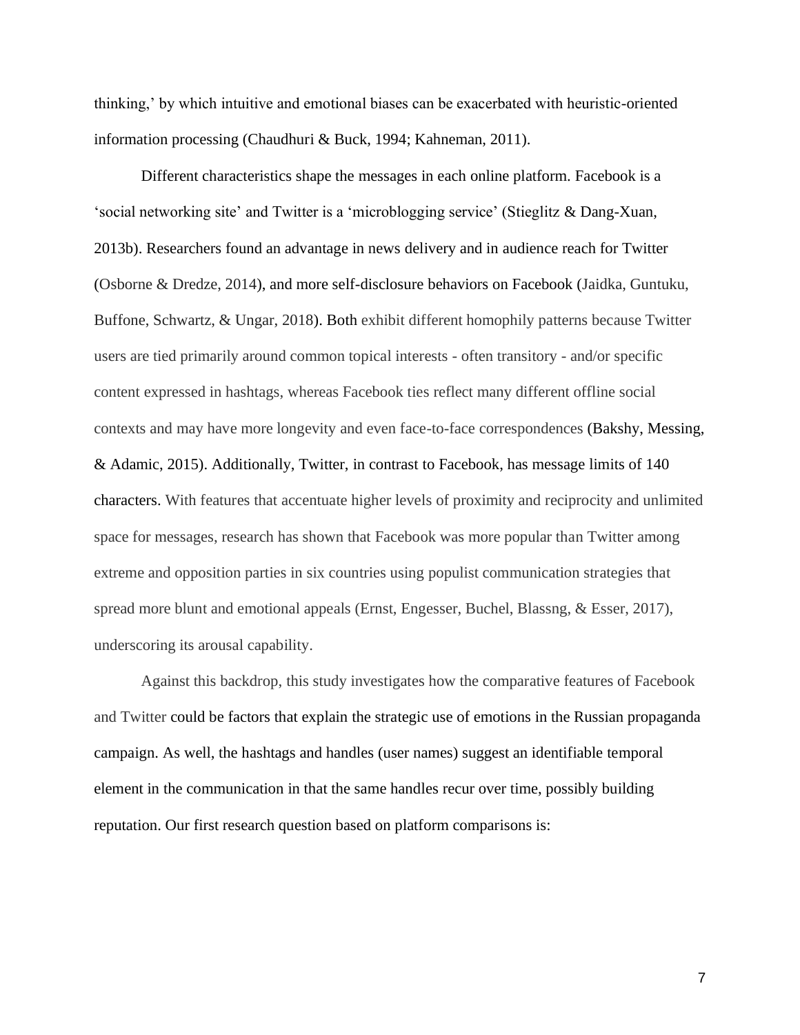thinking,' by which intuitive and emotional biases can be exacerbated with heuristic-oriented information processing (Chaudhuri & Buck, 1994; Kahneman, 2011).

Different characteristics shape the messages in each online platform. Facebook is a 'social networking site' and Twitter is a 'microblogging service' (Stieglitz & Dang-Xuan, 2013b). Researchers found an advantage in news delivery and in audience reach for Twitter (Osborne & Dredze, 2014), and more self-disclosure behaviors on Facebook (Jaidka, Guntuku, Buffone, Schwartz, & Ungar, 2018). Both exhibit different homophily patterns because Twitter users are tied primarily around common topical interests - often transitory - and/or specific content expressed in hashtags, whereas Facebook ties reflect many different offline social contexts and may have more longevity and even face-to-face correspondences (Bakshy, Messing, & Adamic, 2015). Additionally, Twitter, in contrast to Facebook, has message limits of 140 characters. With features that accentuate higher levels of proximity and reciprocity and unlimited space for messages, research has shown that Facebook was more popular than Twitter among extreme and opposition parties in six countries using populist communication strategies that spread more blunt and emotional appeals (Ernst, Engesser, Buchel, Blassng, & Esser, 2017), underscoring its arousal capability.

Against this backdrop, this study investigates how the comparative features of Facebook and Twitter could be factors that explain the strategic use of emotions in the Russian propaganda campaign. As well, the hashtags and handles (user names) suggest an identifiable temporal element in the communication in that the same handles recur over time, possibly building reputation. Our first research question based on platform comparisons is: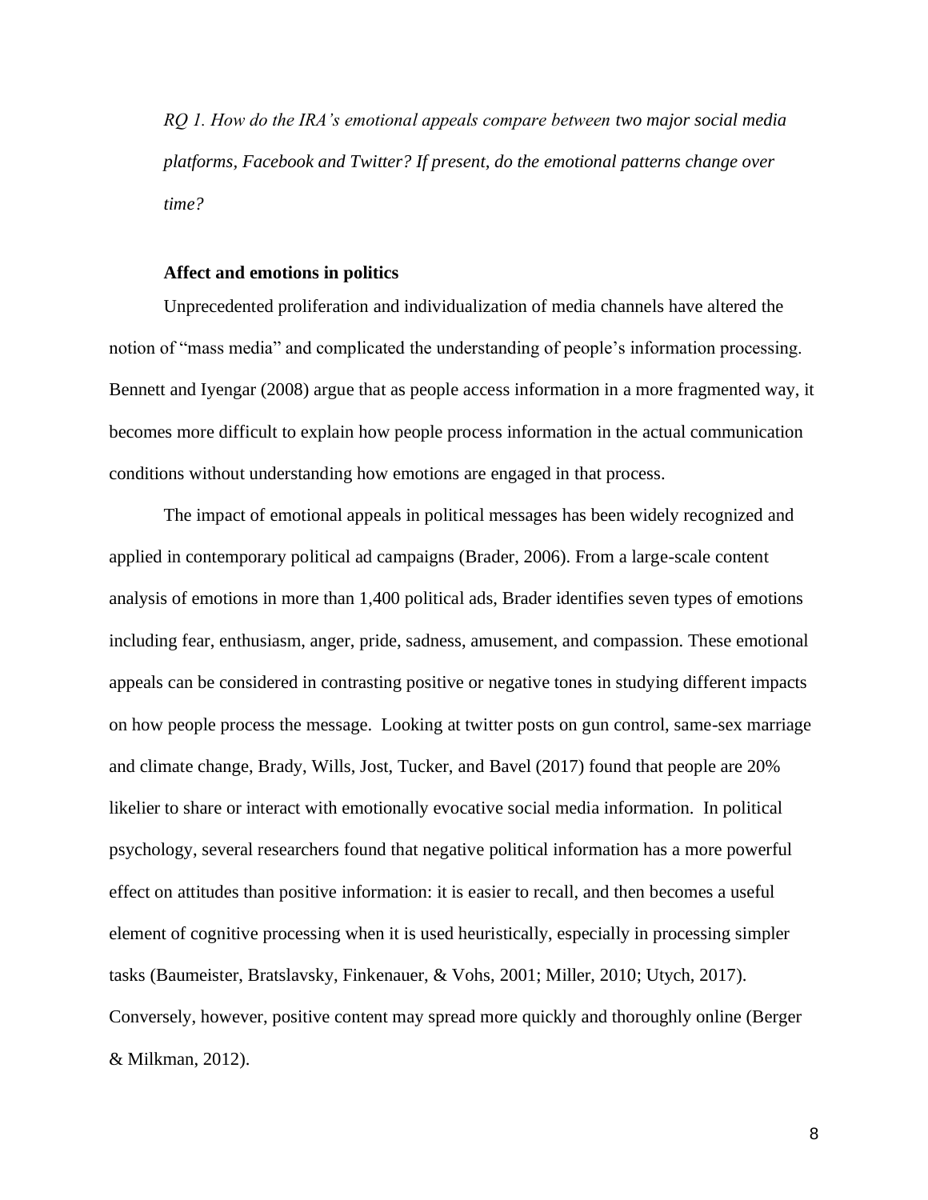*RQ 1. How do the IRA's emotional appeals compare between two major social media platforms, Facebook and Twitter? If present, do the emotional patterns change over time?*

## Affect and emotions in politics

Unprecedented proliferation and individualization of media channels have altered the notion of "mass media" and complicated the understanding of people's information processing. Bennett and Iyengar (2008) argue that as people access information in a more fragmented way, it becomes more difficult to explain how people process information in the actual communication conditions without understanding how emotions are engaged in that process.

The impact of emotional appeals in political messages has been widely recognized and applied in contemporary political ad campaigns (Brader, 2006). From a large-scale content analysis of emotions in more than 1,400 political ads, Brader identifies seven types of emotions including fear, enthusiasm, anger, pride, sadness, amusement, and compassion. These emotional appeals can be considered in contrasting positive or negative tones in studying different impacts on how people process the message. Looking at twitter posts on gun control, same-sex marriage and climate change, Brady, Wills, Jost, Tucker, and Bavel (2017) found that people are 20% likelier to share or interact with emotionally evocative social media information. In political psychology, several researchers found that negative political information has a more powerful effect on attitudes than positive information: it is easier to recall, and then becomes a useful element of cognitive processing when it is used heuristically, especially in processing simpler tasks (Baumeister, Bratslavsky, Finkenauer, & Vohs, 2001; Miller, 2010; Utych, 2017). Conversely, however, positive content may spread more quickly and thoroughly online (Berger & Milkman, 2012).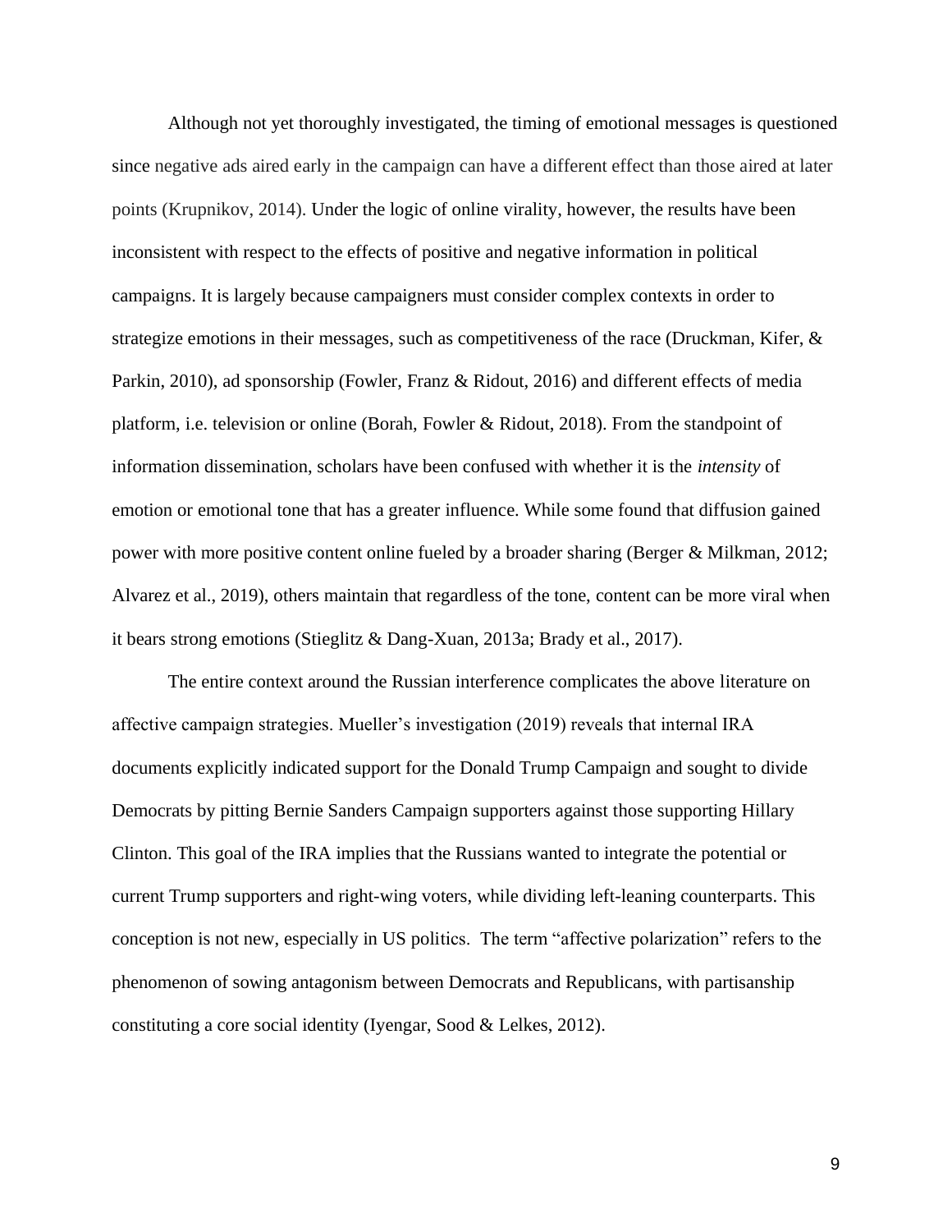Although not yet thoroughly investigated, the timing of emotional messages is questioned since negative ads aired early in the campaign can have a different effect than those aired at later points (Krupnikov, 2014). Under the logic of online virality, however, the results have been inconsistent with respect to the effects of positive and negative information in political campaigns. It is largely because campaigners must consider complex contexts in order to strategize emotions in their messages, such as competitiveness of the race (Druckman, Kifer, & Parkin, 2010), ad sponsorship (Fowler, Franz & Ridout, 2016) and different effects of media platform, i.e. television or online (Borah, Fowler & Ridout, 2018). From the standpoint of information dissemination, scholars have been confused with whether it is the *intensity* of emotion or emotional tone that has a greater influence. While some found that diffusion gained power with more positive content online fueled by a broader sharing (Berger & Milkman, 2012; Alvarez et al., 2019), others maintain that regardless of the tone, content can be more viral when it bears strong emotions (Stieglitz & Dang-Xuan, 2013a; Brady et al., 2017).

The entire context around the Russian interference complicates the above literature on affective campaign strategies. Mueller's investigation (2019) reveals that internal IRA documents explicitly indicated support for the Donald Trump Campaign and sought to divide Democrats by pitting Bernie Sanders Campaign supporters against those supporting Hillary Clinton. This goal of the IRA implies that the Russians wanted to integrate the potential or current Trump supporters and right-wing voters, while dividing left-leaning counterparts. This conception is not new, especially in US politics. The term "affective polarization" refers to the phenomenon of sowing antagonism between Democrats and Republicans, with partisanship constituting a core social identity (Iyengar, Sood & Lelkes, 2012).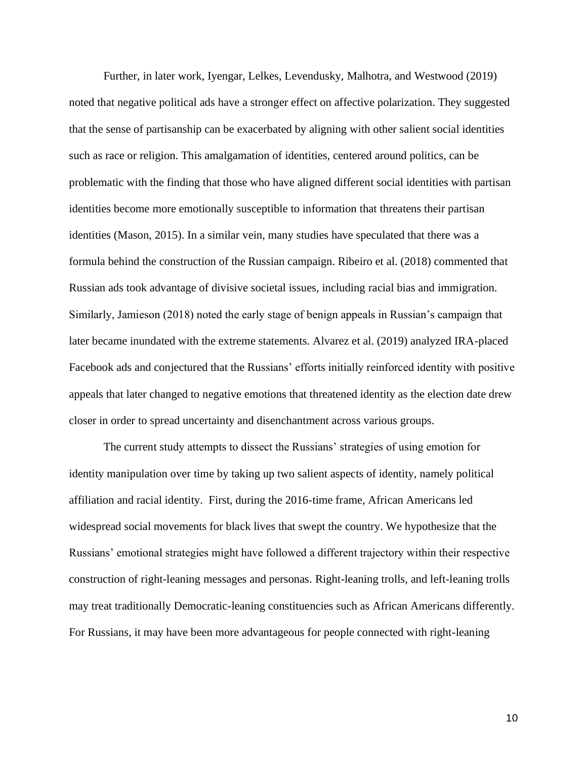Further, in later work, Iyengar, Lelkes, Levendusky, Malhotra, and Westwood (2019) noted that negative political ads have a stronger effect on affective polarization. They suggested that the sense of partisanship can be exacerbated by aligning with other salient social identities such as race or religion. This amalgamation of identities, centered around politics, can be problematic with the finding that those who have aligned different social identities with partisan identities become more emotionally susceptible to information that threatens their partisan identities (Mason, 2015). In a similar vein, many studies have speculated that there was a formula behind the construction of the Russian campaign. Ribeiro et al. (2018) commented that Russian ads took advantage of divisive societal issues, including racial bias and immigration. Similarly, Jamieson (2018) noted the early stage of benign appeals in Russian's campaign that later became inundated with the extreme statements. Alvarez et al. (2019) analyzed IRA-placed Facebook ads and conjectured that the Russians' efforts initially reinforced identity with positive appeals that later changed to negative emotions that threatened identity as the election date drew closer in order to spread uncertainty and disenchantment across various groups.

The current study attempts to dissect the Russians' strategies of using emotion for identity manipulation over time by taking up two salient aspects of identity, namely political affiliation and racial identity. First, during the 2016-time frame, African Americans led widespread social movements for black lives that swept the country. We hypothesize that the Russians' emotional strategies might have followed a different trajectory within their respective construction of right-leaning messages and personas. Right-leaning trolls, and left-leaning trolls may treat traditionally Democratic-leaning constituencies such as African Americans differently. For Russians, it may have been more advantageous for people connected with right-leaning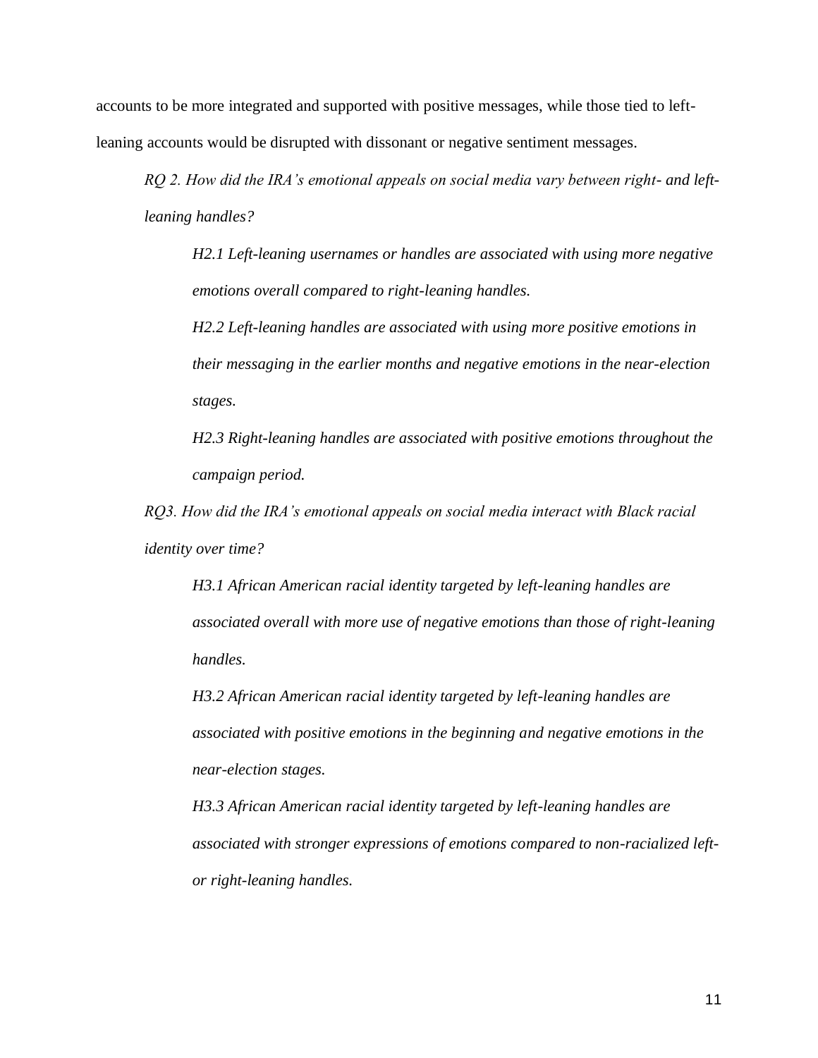accounts to be more integrated and supported with positive messages, while those tied to left-leaning accounts would be disrupted with dissonant or negative sentiment messages.

*RQ 2. How did the IRA's emotional appeals on social media vary between right- and left-leaning handles?*

> *H2.1 Left-leaning usernames or handles are associated with using more negative emotions overall compared to right-leaning handles.*
>
> *H2.2 Left-leaning handles are associated with using more positive emotions in their messaging in the earlier months and negative emotions in the near-election stages.*
>
> *H2.3 Right-leaning handles are associated with positive emotions throughout the campaign period.*

*RQ3. How did the IRA's emotional appeals on social media interact with Black racial identity over time?*

> *H3.1 African American racial identity targeted by left-leaning handles are associated overall with more use of negative emotions than those of right-leaning handles.*
>
> *H3.2 African American racial identity targeted by left-leaning handles are associated with positive emotions in the beginning and negative emotions in the near-election stages.*
>
> *H3.3 African American racial identity targeted by left-leaning handles are associated with stronger expressions of emotions compared to non-racialized left- or right-leaning handles.*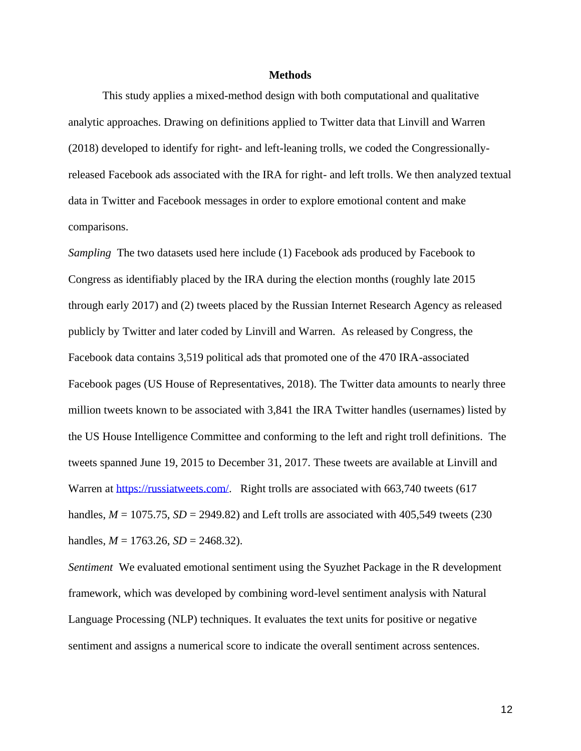## Methods

This study applies a mixed-method design with both computational and qualitative analytic approaches. Drawing on definitions applied to Twitter data that Linvill and Warren (2018) developed to identify for right- and left-leaning trolls, we coded the Congressionally-released Facebook ads associated with the IRA for right- and left trolls. We then analyzed textual data in Twitter and Facebook messages in order to explore emotional content and make comparisons.

*Sampling* The two datasets used here include (1) Facebook ads produced by Facebook to Congress as identifiably placed by the IRA during the election months (roughly late 2015 through early 2017) and (2) tweets placed by the Russian Internet Research Agency as released publicly by Twitter and later coded by Linvill and Warren. As released by Congress, the Facebook data contains 3,519 political ads that promoted one of the 470 IRA-associated Facebook pages (US House of Representatives, 2018). The Twitter data amounts to nearly three million tweets known to be associated with 3,841 the IRA Twitter handles (usernames) listed by the US House Intelligence Committee and conforming to the left and right troll definitions. The tweets spanned June 19, 2015 to December 31, 2017. These tweets are available at Linvill and Warren at https://russiatweets.com/. Right trolls are associated with 663,740 tweets (617 handles, $M$ = 1075.75, $SD$ = 2949.82) and Left trolls are associated with 405,549 tweets (230 handles, $M$ = 1763.26, $SD$ = 2468.32).

*Sentiment* We evaluated emotional sentiment using the Syuzhet Package in the R development framework, which was developed by combining word-level sentiment analysis with Natural Language Processing (NLP) techniques. It evaluates the text units for positive or negative sentiment and assigns a numerical score to indicate the overall sentiment across sentences.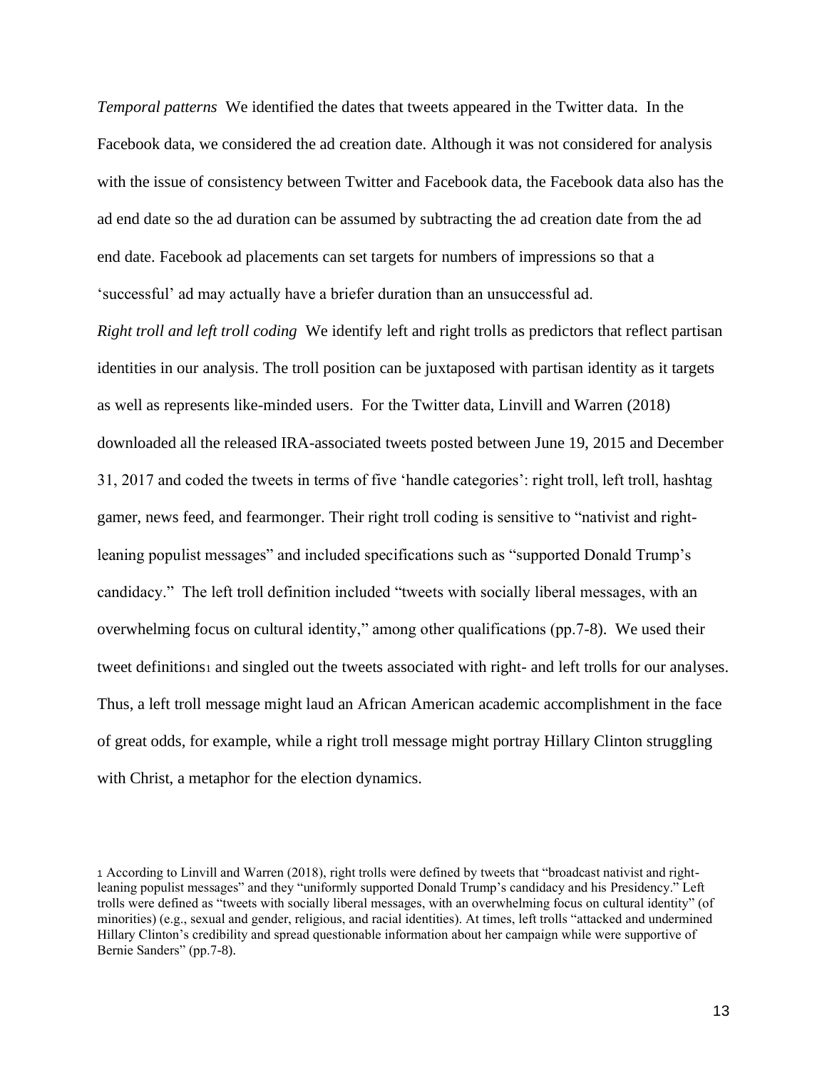*Temporal patterns* We identified the dates that tweets appeared in the Twitter data. In the Facebook data, we considered the ad creation date. Although it was not considered for analysis with the issue of consistency between Twitter and Facebook data, the Facebook data also has the ad end date so the ad duration can be assumed by subtracting the ad creation date from the ad end date. Facebook ad placements can set targets for numbers of impressions so that a 'successful' ad may actually have a briefer duration than an unsuccessful ad.

*Right troll and left troll coding* We identify left and right trolls as predictors that reflect partisan identities in our analysis. The troll position can be juxtaposed with partisan identity as it targets as well as represents like-minded users. For the Twitter data, Linvill and Warren (2018) downloaded all the released IRA-associated tweets posted between June 19, 2015 and December 31, 2017 and coded the tweets in terms of five 'handle categories': right troll, left troll, hashtag gamer, news feed, and fearmonger. Their right troll coding is sensitive to "nativist and right-leaning populist messages" and included specifications such as "supported Donald Trump's candidacy." The left troll definition included "tweets with socially liberal messages, with an overwhelming focus on cultural identity," among other qualifications (pp.7-8). We used their tweet definitions[1] and singled out the tweets associated with right- and left trolls for our analyses. Thus, a left troll message might laud an African American academic accomplishment in the face of great odds, for example, while a right troll message might portray Hillary Clinton struggling with Christ, a metaphor for the election dynamics.

[1] According to Linvill and Warren (2018), right trolls were defined by tweets that "broadcast nativist and right-leaning populist messages" and they "uniformly supported Donald Trump's candidacy and his Presidency." Left trolls were defined as "tweets with socially liberal messages, with an overwhelming focus on cultural identity" (of minorities) (e.g., sexual and gender, religious, and racial identities). At times, left trolls "attacked and undermined Hillary Clinton's credibility and spread questionable information about her campaign while were supportive of Bernie Sanders" (pp.7-8).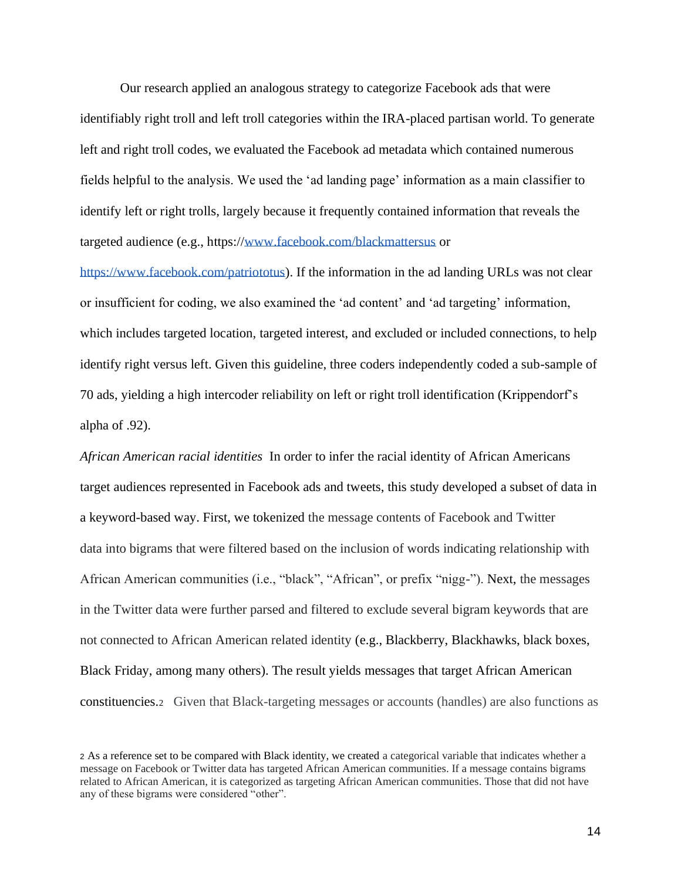Our research applied an analogous strategy to categorize Facebook ads that were identifiably right troll and left troll categories within the IRA-placed partisan world. To generate left and right troll codes, we evaluated the Facebook ad metadata which contained numerous fields helpful to the analysis. We used the 'ad landing page' information as a main classifier to identify left or right trolls, largely because it frequently contained information that reveals the targeted audience (e.g., https://www.facebook.com/blackmattersus or https://www.facebook.com/patriototus). If the information in the ad landing URLs was not clear or insufficient for coding, we also examined the 'ad content' and 'ad targeting' information, which includes targeted location, targeted interest, and excluded or included connections, to help identify right versus left. Given this guideline, three coders independently coded a sub-sample of 70 ads, yielding a high intercoder reliability on left or right troll identification (Krippendorf's alpha of .92).

*African American racial identities* In order to infer the racial identity of African Americans target audiences represented in Facebook ads and tweets, this study developed a subset of data in a keyword-based way. First, we tokenized the message contents of Facebook and Twitter data into bigrams that were filtered based on the inclusion of words indicating relationship with African American communities (i.e., "black", "African", or prefix "nigg-"). Next, the messages in the Twitter data were further parsed and filtered to exclude several bigram keywords that are not connected to African American related identity (e.g., Blackberry, Blackhawks, black boxes, Black Friday, among many others). The result yields messages that target African American constituencies.[2] Given that Black-targeting messages or accounts (handles) are also functions as

[2] As a reference set to be compared with Black identity, we created a categorical variable that indicates whether a message on Facebook or Twitter data has targeted African American communities. If a message contains bigrams related to African American, it is categorized as targeting African American communities. Those that did not have any of these bigrams were considered "other".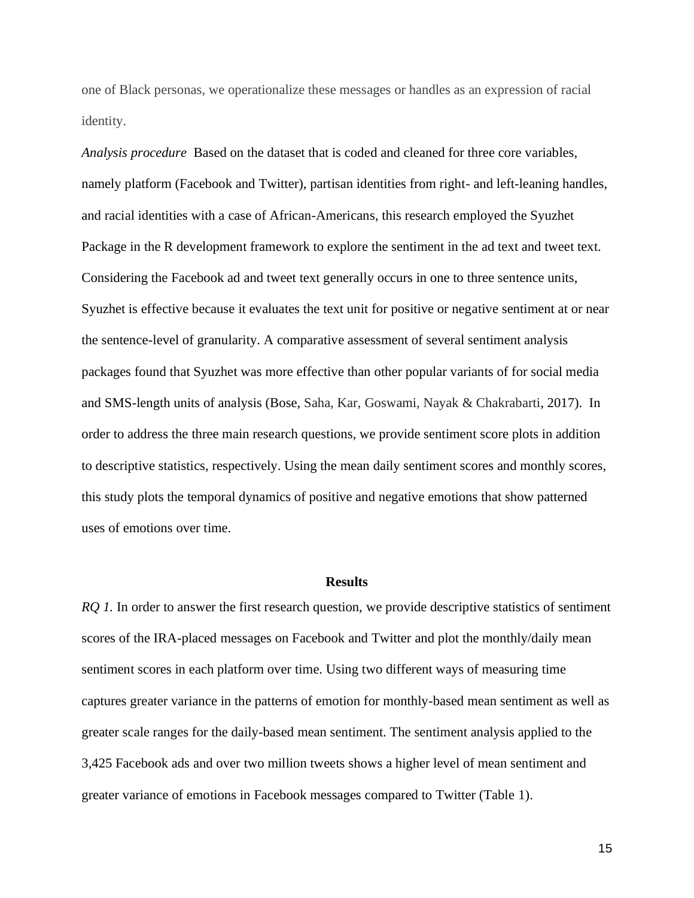one of Black personas, we operationalize these messages or handles as an expression of racial identity.

*Analysis procedure* Based on the dataset that is coded and cleaned for three core variables, namely platform (Facebook and Twitter), partisan identities from right- and left-leaning handles, and racial identities with a case of African-Americans, this research employed the Syuzhet Package in the R development framework to explore the sentiment in the ad text and tweet text. Considering the Facebook ad and tweet text generally occurs in one to three sentence units, Syuzhet is effective because it evaluates the text unit for positive or negative sentiment at or near the sentence-level of granularity. A comparative assessment of several sentiment analysis packages found that Syuzhet was more effective than other popular variants of for social media and SMS-length units of analysis (Bose, Saha, Kar, Goswami, Nayak & Chakrabarti, 2017). In order to address the three main research questions, we provide sentiment score plots in addition to descriptive statistics, respectively. Using the mean daily sentiment scores and monthly scores, this study plots the temporal dynamics of positive and negative emotions that show patterned uses of emotions over time.

## Results

*RQ 1.* In order to answer the first research question, we provide descriptive statistics of sentiment scores of the IRA-placed messages on Facebook and Twitter and plot the monthly/daily mean sentiment scores in each platform over time. Using two different ways of measuring time captures greater variance in the patterns of emotion for monthly-based mean sentiment as well as greater scale ranges for the daily-based mean sentiment. The sentiment analysis applied to the 3,425 Facebook ads and over two million tweets shows a higher level of mean sentiment and greater variance of emotions in Facebook messages compared to Twitter (Table 1).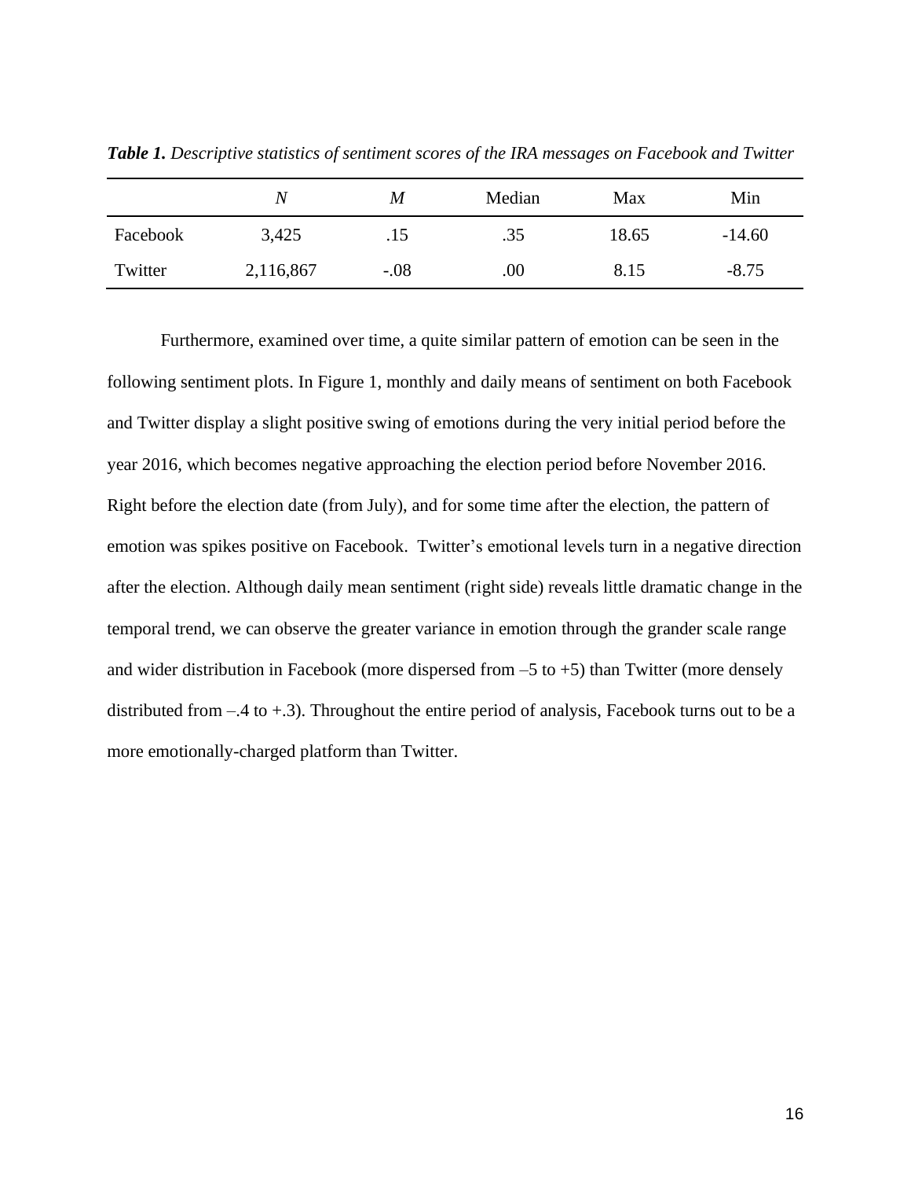***Table 1.*** *Descriptive statistics of sentiment scores of the IRA messages on Facebook and Twitter*

| | *N* | *M* | Median | Max | Min |
|---|---|---|---|---|---|
| Facebook | 3,425 | .15 | .35 | 18.65 | -14.60 |
| Twitter | 2,116,867 | -.08 | .00 | 8.15 | -8.75 |

Furthermore, examined over time, a quite similar pattern of emotion can be seen in the following sentiment plots. In Figure 1, monthly and daily means of sentiment on both Facebook and Twitter display a slight positive swing of emotions during the very initial period before the year 2016, which becomes negative approaching the election period before November 2016. Right before the election date (from July), and for some time after the election, the pattern of emotion was spikes positive on Facebook. Twitter's emotional levels turn in a negative direction after the election. Although daily mean sentiment (right side) reveals little dramatic change in the temporal trend, we can observe the greater variance in emotion through the grander scale range and wider distribution in Facebook (more dispersed from –5 to +5) than Twitter (more densely distributed from –.4 to +.3). Throughout the entire period of analysis, Facebook turns out to be a more emotionally-charged platform than Twitter.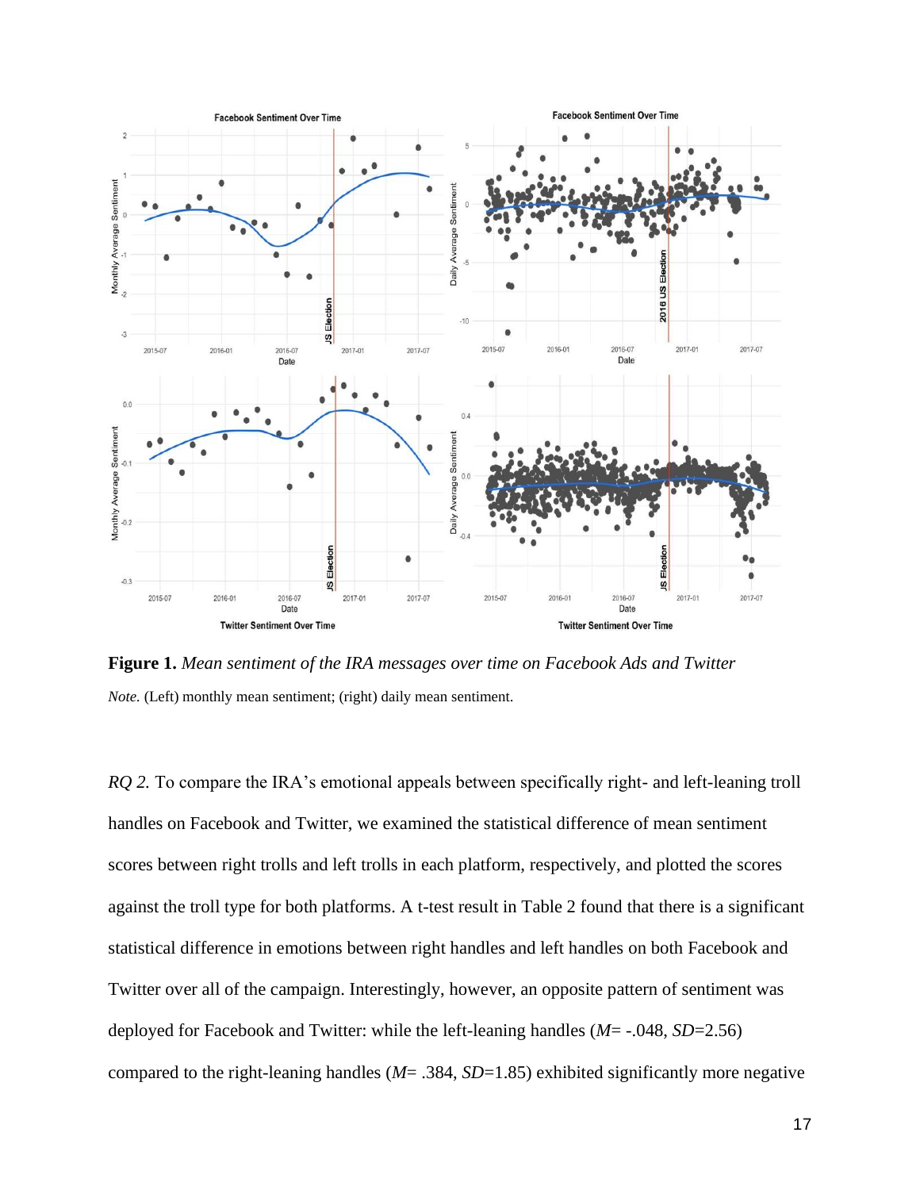**Figure 1.** *Mean sentiment of the IRA messages over time on Facebook Ads and Twitter*

*Note.* (Left) monthly mean sentiment; (right) daily mean sentiment.

*RQ 2.* To compare the IRA's emotional appeals between specifically right- and left-leaning troll handles on Facebook and Twitter, we examined the statistical difference of mean sentiment scores between right trolls and left trolls in each platform, respectively, and plotted the scores against the troll type for both platforms. A t-test result in Table 2 found that there is a significant statistical difference in emotions between right handles and left handles on both Facebook and Twitter over all of the campaign. Interestingly, however, an opposite pattern of sentiment was deployed for Facebook and Twitter: while the left-leaning handles (*M*= -.048, *SD*=2.56) compared to the right-leaning handles (*M*= .384, *SD*=1.85) exhibited significantly more negative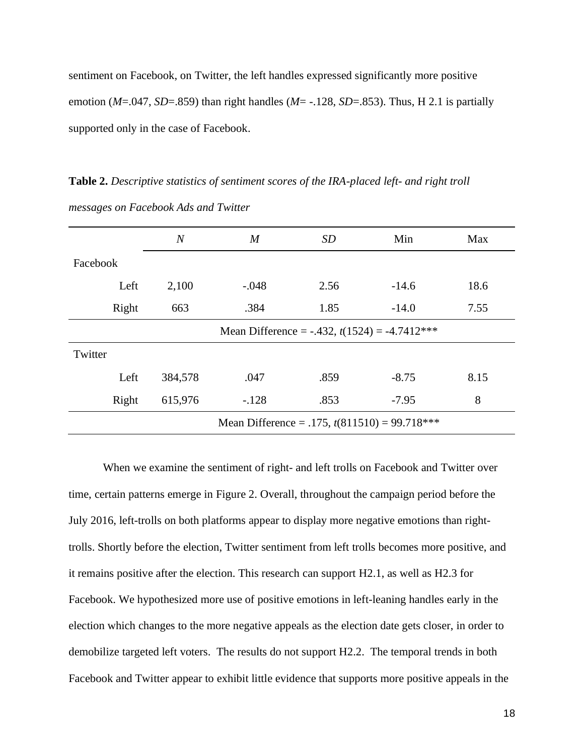sentiment on Facebook, on Twitter, the left handles expressed significantly more positive emotion ($M$=.047, $SD$=.859) than right handles ($M$= -.128, $SD$=.853). Thus, H 2.1 is partially supported only in the case of Facebook.

**Table 2.** *Descriptive statistics of sentiment scores of the IRA-placed left- and right troll messages on Facebook Ads and Twitter*

| | $N$ | $M$ | $SD$ | Min | Max |
|---|---|---|---|---|---|
| Facebook | | | | | |
| Left | 2,100 | -.048 | 2.56 | -14.6 | 18.6 |
| Right | 663 | .384 | 1.85 | -14.0 | 7.55 |
| | Mean Difference = -.432, $t(1524)$ = -4.7412*** | | | | |
| Twitter | | | | | |
| Left | 384,578 | .047 | .859 | -8.75 | 8.15 |
| Right | 615,976 | -.128 | .853 | -7.95 | 8 |
| | Mean Difference = .175, $t(811510)$ = 99.718*** | | | | |

When we examine the sentiment of right- and left trolls on Facebook and Twitter over time, certain patterns emerge in Figure 2. Overall, throughout the campaign period before the July 2016, left-trolls on both platforms appear to display more negative emotions than right-trolls. Shortly before the election, Twitter sentiment from left trolls becomes more positive, and it remains positive after the election. This research can support H2.1, as well as H2.3 for Facebook. We hypothesized more use of positive emotions in left-leaning handles early in the election which changes to the more negative appeals as the election date gets closer, in order to demobilize targeted left voters. The results do not support H2.2. The temporal trends in both Facebook and Twitter appear to exhibit little evidence that supports more positive appeals in the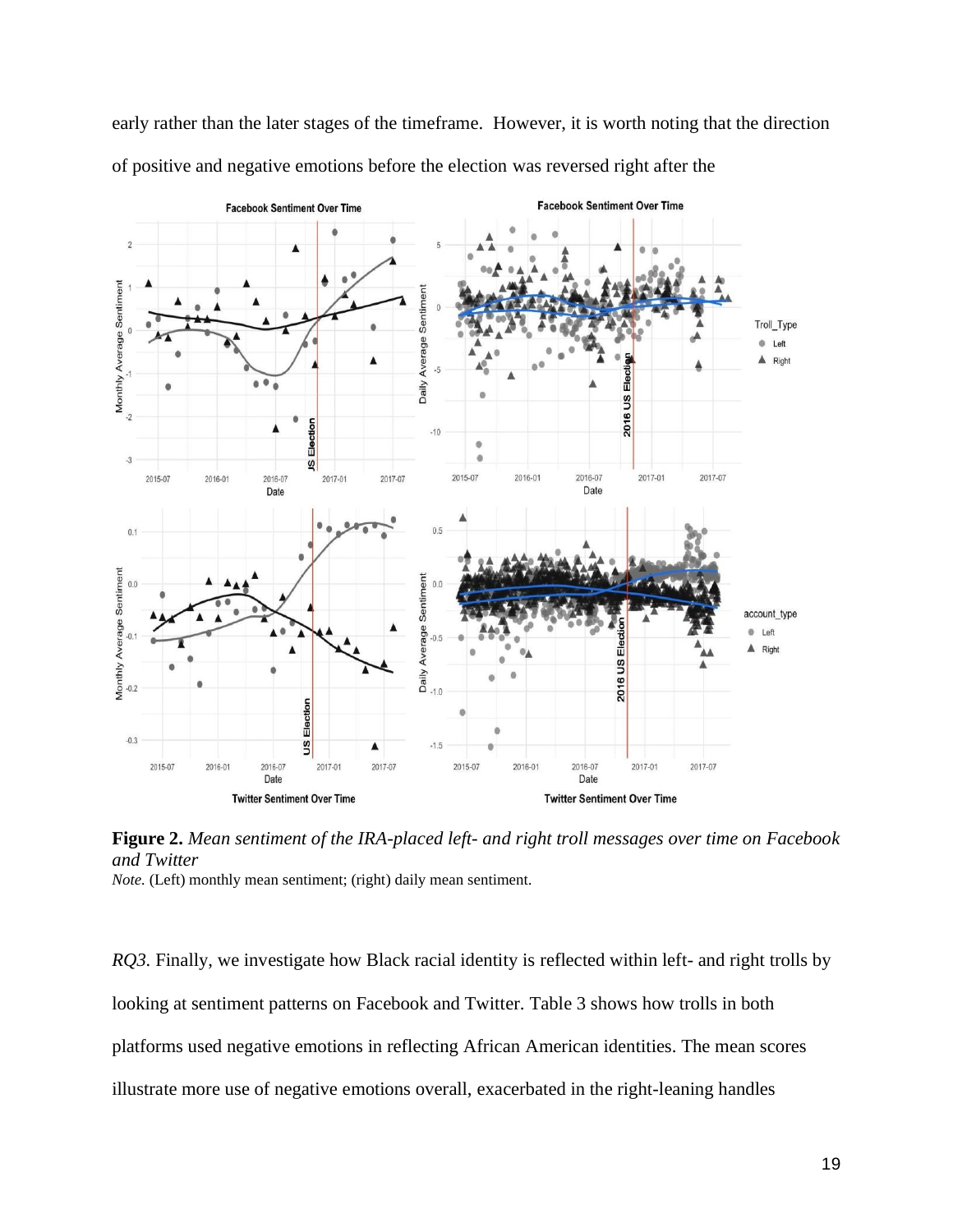early rather than the later stages of the timeframe. However, it is worth noting that the direction of positive and negative emotions before the election was reversed right after the

**Figure 2.** *Mean sentiment of the IRA-placed left- and right troll messages over time on Facebook and Twitter*
*Note.* (Left) monthly mean sentiment; (right) daily mean sentiment.

*RQ3.* Finally, we investigate how Black racial identity is reflected within left- and right trolls by looking at sentiment patterns on Facebook and Twitter. Table 3 shows how trolls in both platforms used negative emotions in reflecting African American identities. The mean scores illustrate more use of negative emotions overall, exacerbated in the right-leaning handles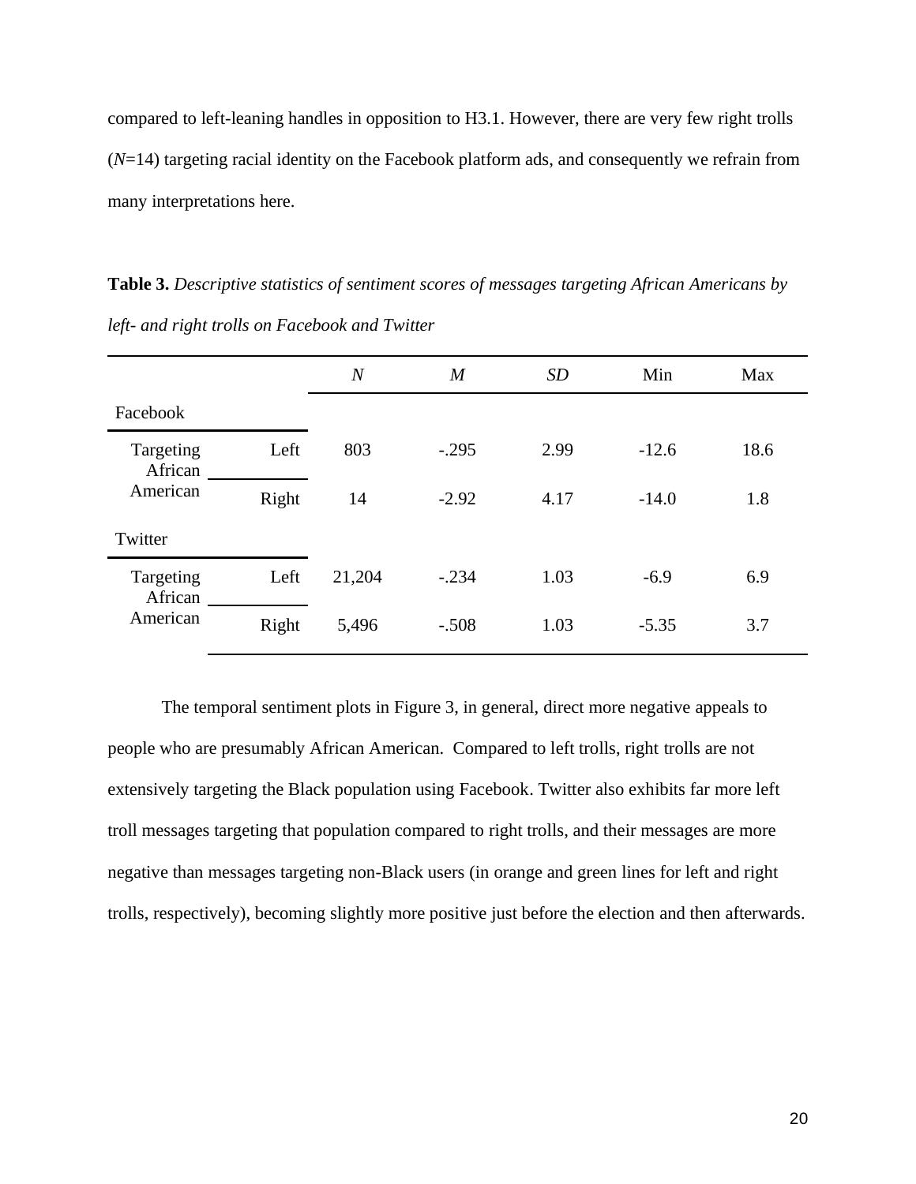compared to left-leaning handles in opposition to H3.1. However, there are very few right trolls (*N*=14) targeting racial identity on the Facebook platform ads, and consequently we refrain from many interpretations here.

**Table 3.** *Descriptive statistics of sentiment scores of messages targeting African Americans by left- and right trolls on Facebook and Twitter*

| | | *N* | *M* | *SD* | Min | Max |
|---|---|---|---|---|---|---|
| Facebook | | | | | | |
| Targeting African American | Left | 803 | -.295 | 2.99 | -12.6 | 18.6 |
| | Right | 14 | -2.92 | 4.17 | -14.0 | 1.8 |
| Twitter | | | | | | |
| Targeting African American | Left | 21,204 | -.234 | 1.03 | -6.9 | 6.9 |
| | Right | 5,496 | -.508 | 1.03 | -5.35 | 3.7 |

The temporal sentiment plots in Figure 3, in general, direct more negative appeals to people who are presumably African American. Compared to left trolls, right trolls are not extensively targeting the Black population using Facebook. Twitter also exhibits far more left troll messages targeting that population compared to right trolls, and their messages are more negative than messages targeting non-Black users (in orange and green lines for left and right trolls, respectively), becoming slightly more positive just before the election and then afterwards.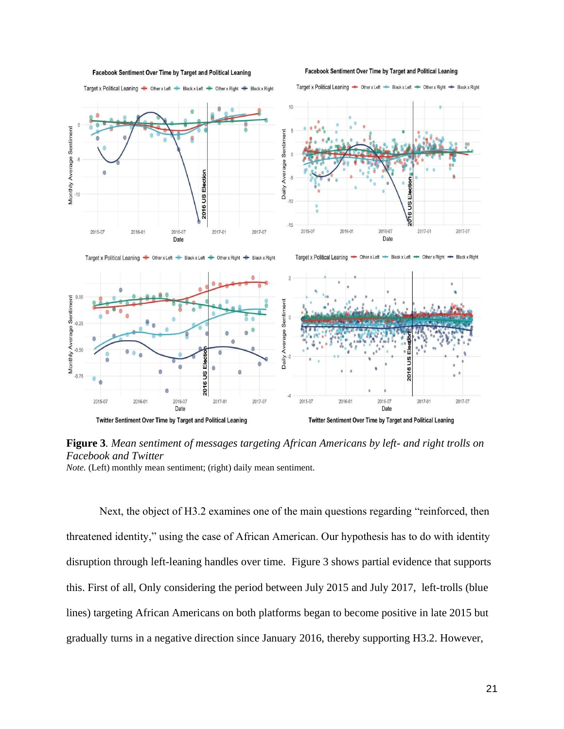**Figure 3**. *Mean sentiment of messages targeting African Americans by left- and right trolls on Facebook and Twitter*

*Note.* (Left) monthly mean sentiment; (right) daily mean sentiment.

Next, the object of H3.2 examines one of the main questions regarding "reinforced, then threatened identity," using the case of African American. Our hypothesis has to do with identity disruption through left-leaning handles over time. Figure 3 shows partial evidence that supports this. First of all, Only considering the period between July 2015 and July 2017, left-trolls (blue lines) targeting African Americans on both platforms began to become positive in late 2015 but gradually turns in a negative direction since January 2016, thereby supporting H3.2. However,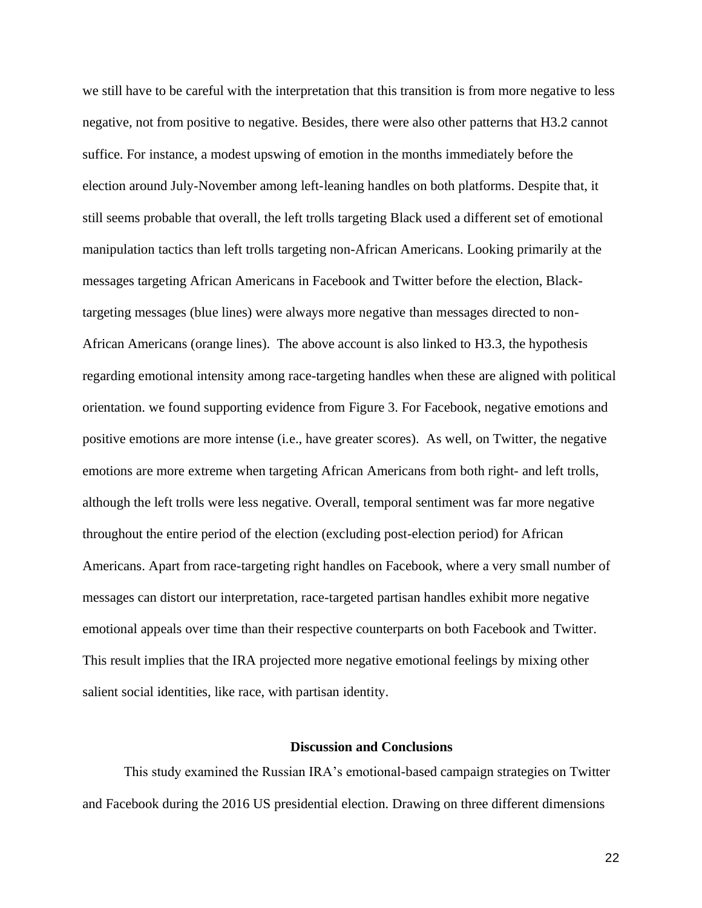we still have to be careful with the interpretation that this transition is from more negative to less negative, not from positive to negative. Besides, there were also other patterns that H3.2 cannot suffice. For instance, a modest upswing of emotion in the months immediately before the election around July-November among left-leaning handles on both platforms. Despite that, it still seems probable that overall, the left trolls targeting Black used a different set of emotional manipulation tactics than left trolls targeting non-African Americans. Looking primarily at the messages targeting African Americans in Facebook and Twitter before the election, Black-targeting messages (blue lines) were always more negative than messages directed to non-African Americans (orange lines). The above account is also linked to H3.3, the hypothesis regarding emotional intensity among race-targeting handles when these are aligned with political orientation. we found supporting evidence from Figure 3. For Facebook, negative emotions and positive emotions are more intense (i.e., have greater scores). As well, on Twitter, the negative emotions are more extreme when targeting African Americans from both right- and left trolls, although the left trolls were less negative. Overall, temporal sentiment was far more negative throughout the entire period of the election (excluding post-election period) for African Americans. Apart from race-targeting right handles on Facebook, where a very small number of messages can distort our interpretation, race-targeted partisan handles exhibit more negative emotional appeals over time than their respective counterparts on both Facebook and Twitter. This result implies that the IRA projected more negative emotional feelings by mixing other salient social identities, like race, with partisan identity.

## Discussion and Conclusions

This study examined the Russian IRA's emotional-based campaign strategies on Twitter and Facebook during the 2016 US presidential election. Drawing on three different dimensions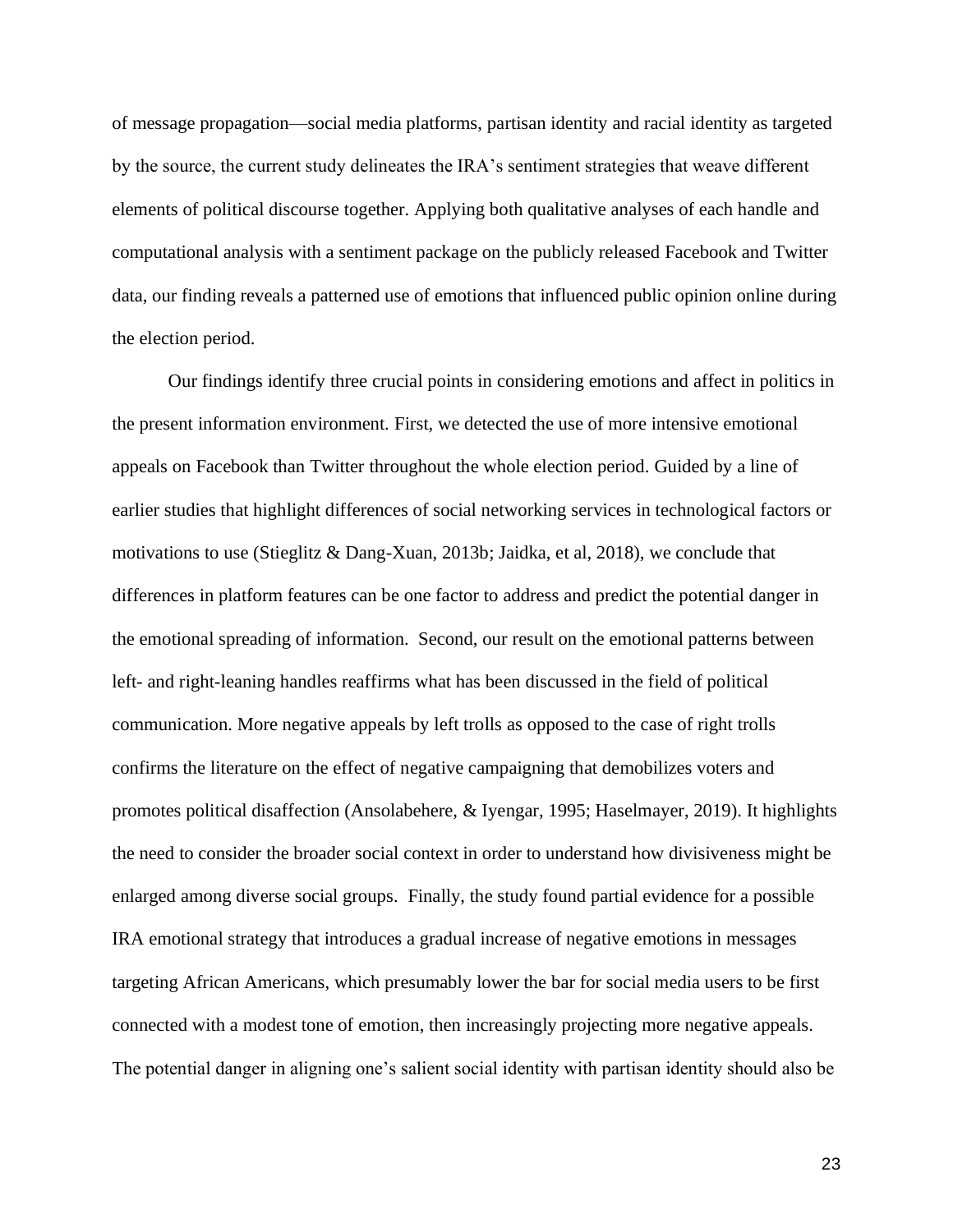of message propagation—social media platforms, partisan identity and racial identity as targeted by the source, the current study delineates the IRA's sentiment strategies that weave different elements of political discourse together. Applying both qualitative analyses of each handle and computational analysis with a sentiment package on the publicly released Facebook and Twitter data, our finding reveals a patterned use of emotions that influenced public opinion online during the election period.

Our findings identify three crucial points in considering emotions and affect in politics in the present information environment. First, we detected the use of more intensive emotional appeals on Facebook than Twitter throughout the whole election period. Guided by a line of earlier studies that highlight differences of social networking services in technological factors or motivations to use (Stieglitz & Dang-Xuan, 2013b; Jaidka, et al, 2018), we conclude that differences in platform features can be one factor to address and predict the potential danger in the emotional spreading of information. Second, our result on the emotional patterns between left- and right-leaning handles reaffirms what has been discussed in the field of political communication. More negative appeals by left trolls as opposed to the case of right trolls confirms the literature on the effect of negative campaigning that demobilizes voters and promotes political disaffection (Ansolabehere, & Iyengar, 1995; Haselmayer, 2019). It highlights the need to consider the broader social context in order to understand how divisiveness might be enlarged among diverse social groups. Finally, the study found partial evidence for a possible IRA emotional strategy that introduces a gradual increase of negative emotions in messages targeting African Americans, which presumably lower the bar for social media users to be first connected with a modest tone of emotion, then increasingly projecting more negative appeals. The potential danger in aligning one's salient social identity with partisan identity should also be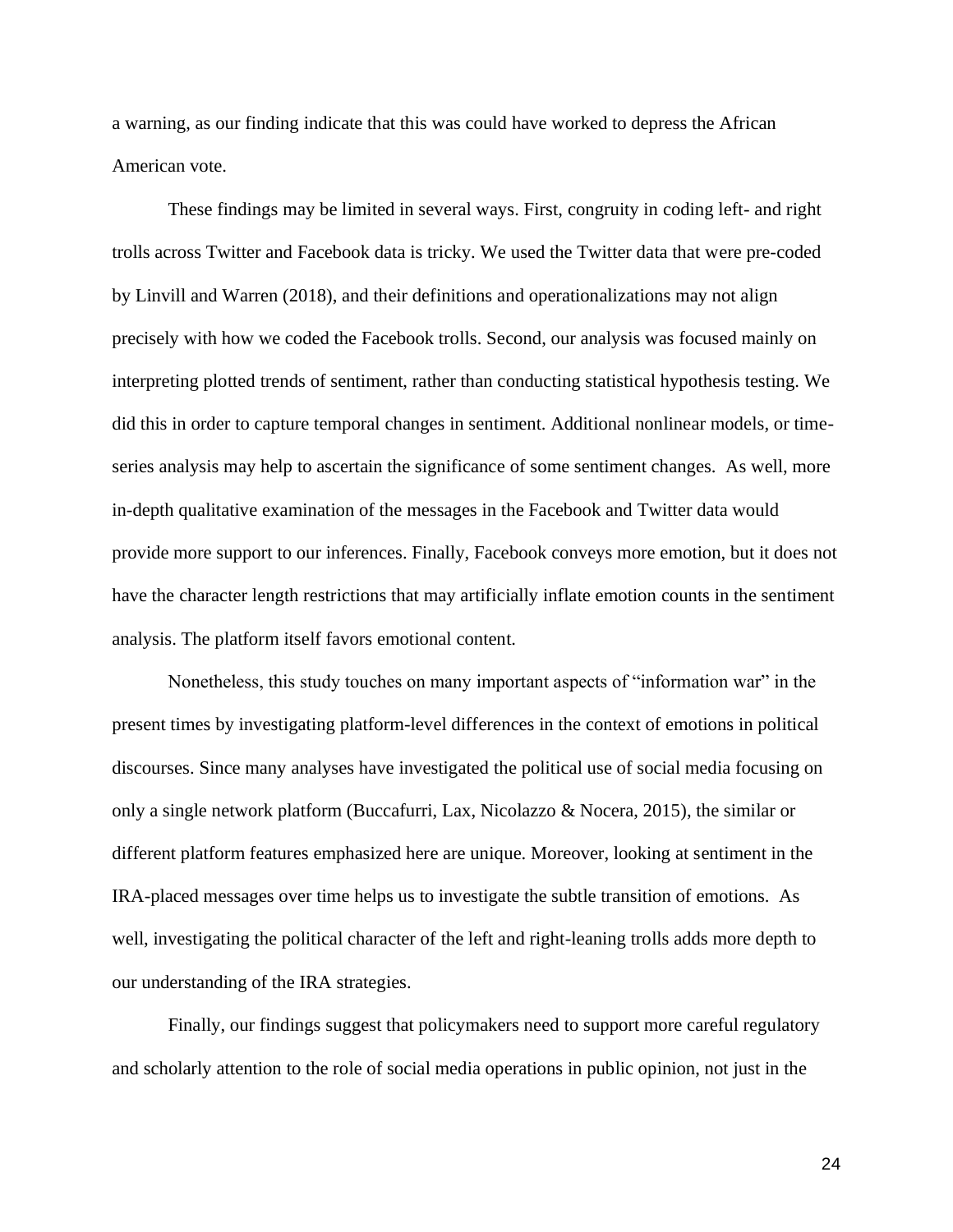a warning, as our finding indicate that this was could have worked to depress the African American vote.

These findings may be limited in several ways. First, congruity in coding left- and right trolls across Twitter and Facebook data is tricky. We used the Twitter data that were pre-coded by Linvill and Warren (2018), and their definitions and operationalizations may not align precisely with how we coded the Facebook trolls. Second, our analysis was focused mainly on interpreting plotted trends of sentiment, rather than conducting statistical hypothesis testing. We did this in order to capture temporal changes in sentiment. Additional nonlinear models, or time-series analysis may help to ascertain the significance of some sentiment changes. As well, more in-depth qualitative examination of the messages in the Facebook and Twitter data would provide more support to our inferences. Finally, Facebook conveys more emotion, but it does not have the character length restrictions that may artificially inflate emotion counts in the sentiment analysis. The platform itself favors emotional content.

Nonetheless, this study touches on many important aspects of "information war" in the present times by investigating platform-level differences in the context of emotions in political discourses. Since many analyses have investigated the political use of social media focusing on only a single network platform (Buccafurri, Lax, Nicolazzo & Nocera, 2015), the similar or different platform features emphasized here are unique. Moreover, looking at sentiment in the IRA-placed messages over time helps us to investigate the subtle transition of emotions. As well, investigating the political character of the left and right-leaning trolls adds more depth to our understanding of the IRA strategies.

Finally, our findings suggest that policymakers need to support more careful regulatory and scholarly attention to the role of social media operations in public opinion, not just in the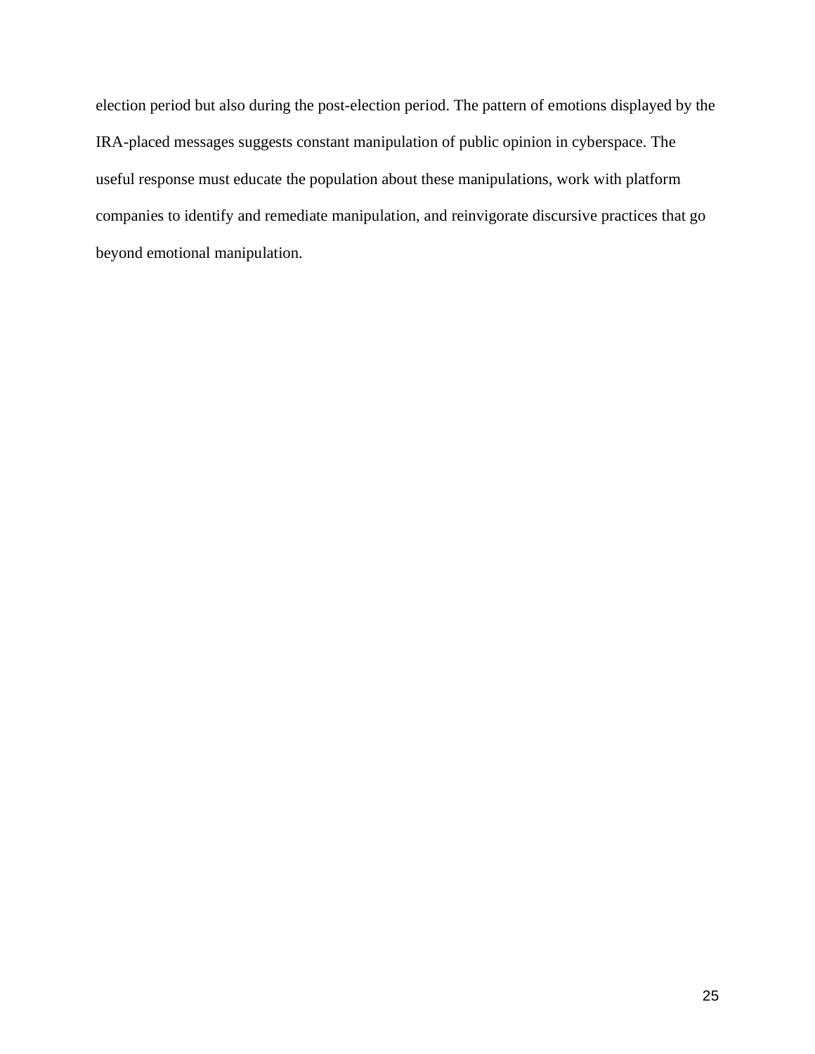election period but also during the post-election period. The pattern of emotions displayed by the IRA-placed messages suggests constant manipulation of public opinion in cyberspace. The useful response must educate the population about these manipulations, work with platform companies to identify and remediate manipulation, and reinvigorate discursive practices that go beyond emotional manipulation.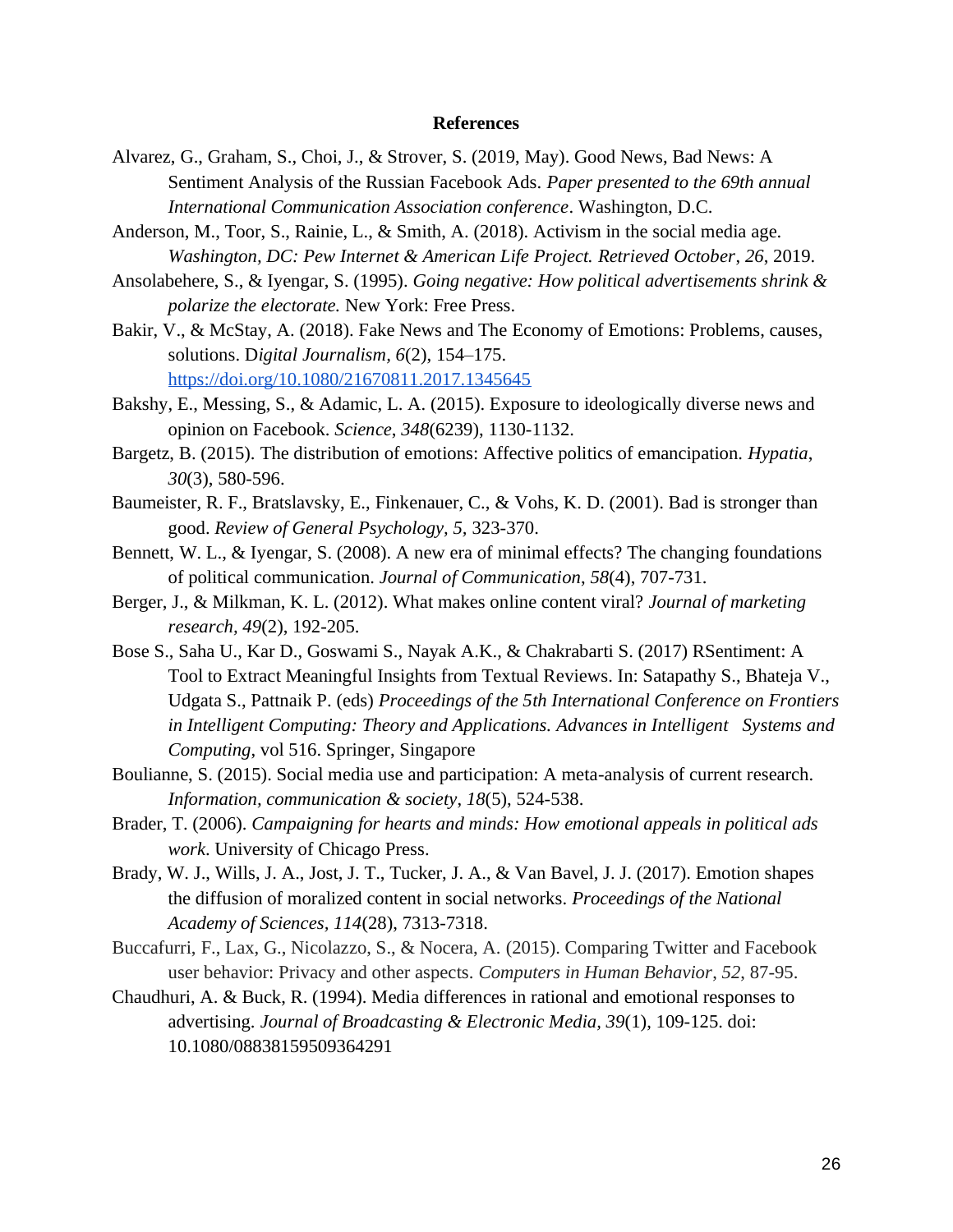# References

Alvarez, G., Graham, S., Choi, J., & Strover, S. (2019, May). Good News, Bad News: A Sentiment Analysis of the Russian Facebook Ads. *Paper presented to the 69th annual International Communication Association conference*. Washington, D.C.

Anderson, M., Toor, S., Rainie, L., & Smith, A. (2018). Activism in the social media age. *Washington, DC: Pew Internet & American Life Project. Retrieved October*, *26*, 2019.

Ansolabehere, S., & Iyengar, S. (1995). *Going negative: How political advertisements shrink & polarize the electorate.* New York: Free Press.

Bakir, V., & McStay, A. (2018). Fake News and The Economy of Emotions: Problems, causes, solutions. D*igital Journalism*, *6*(2), 154–175. https://doi.org/10.1080/21670811.2017.1345645

Bakshy, E., Messing, S., & Adamic, L. A. (2015). Exposure to ideologically diverse news and opinion on Facebook. *Science*, *348*(6239), 1130-1132.

Bargetz, B. (2015). The distribution of emotions: Affective politics of emancipation. *Hypatia*, *30*(3), 580-596.

Baumeister, R. F., Bratslavsky, E., Finkenauer, C., & Vohs, K. D. (2001). Bad is stronger than good. *Review of General Psychology, 5,* 323-370.

Bennett, W. L., & Iyengar, S. (2008). A new era of minimal effects? The changing foundations of political communication. *Journal of Communication*, *58*(4), 707-731.

Berger, J., & Milkman, K. L. (2012). What makes online content viral? *Journal of marketing research, 49*(2), 192-205.

Bose S., Saha U., Kar D., Goswami S., Nayak A.K., & Chakrabarti S. (2017) RSentiment: A Tool to Extract Meaningful Insights from Textual Reviews. In: Satapathy S., Bhateja V., Udgata S., Pattnaik P. (eds) *Proceedings of the 5th International Conference on Frontiers in Intelligent Computing: Theory and Applications. Advances in Intelligent Systems and Computing*, vol 516. Springer, Singapore

Boulianne, S. (2015). Social media use and participation: A meta-analysis of current research. *Information, communication & society*, *18*(5), 524-538.

Brader, T. (2006). *Campaigning for hearts and minds: How emotional appeals in political ads work*. University of Chicago Press.

Brady, W. J., Wills, J. A., Jost, J. T., Tucker, J. A., & Van Bavel, J. J. (2017). Emotion shapes the diffusion of moralized content in social networks. *Proceedings of the National Academy of Sciences*, *114*(28), 7313-7318.

Buccafurri, F., Lax, G., Nicolazzo, S., & Nocera, A. (2015). Comparing Twitter and Facebook user behavior: Privacy and other aspects. *Computers in Human Behavior*, *52*, 87-95.

Chaudhuri, A. & Buck, R. (1994). Media differences in rational and emotional responses to advertising. *Journal of Broadcasting & Electronic Media*, *39*(1), 109-125. doi: 10.1080/08838159509364291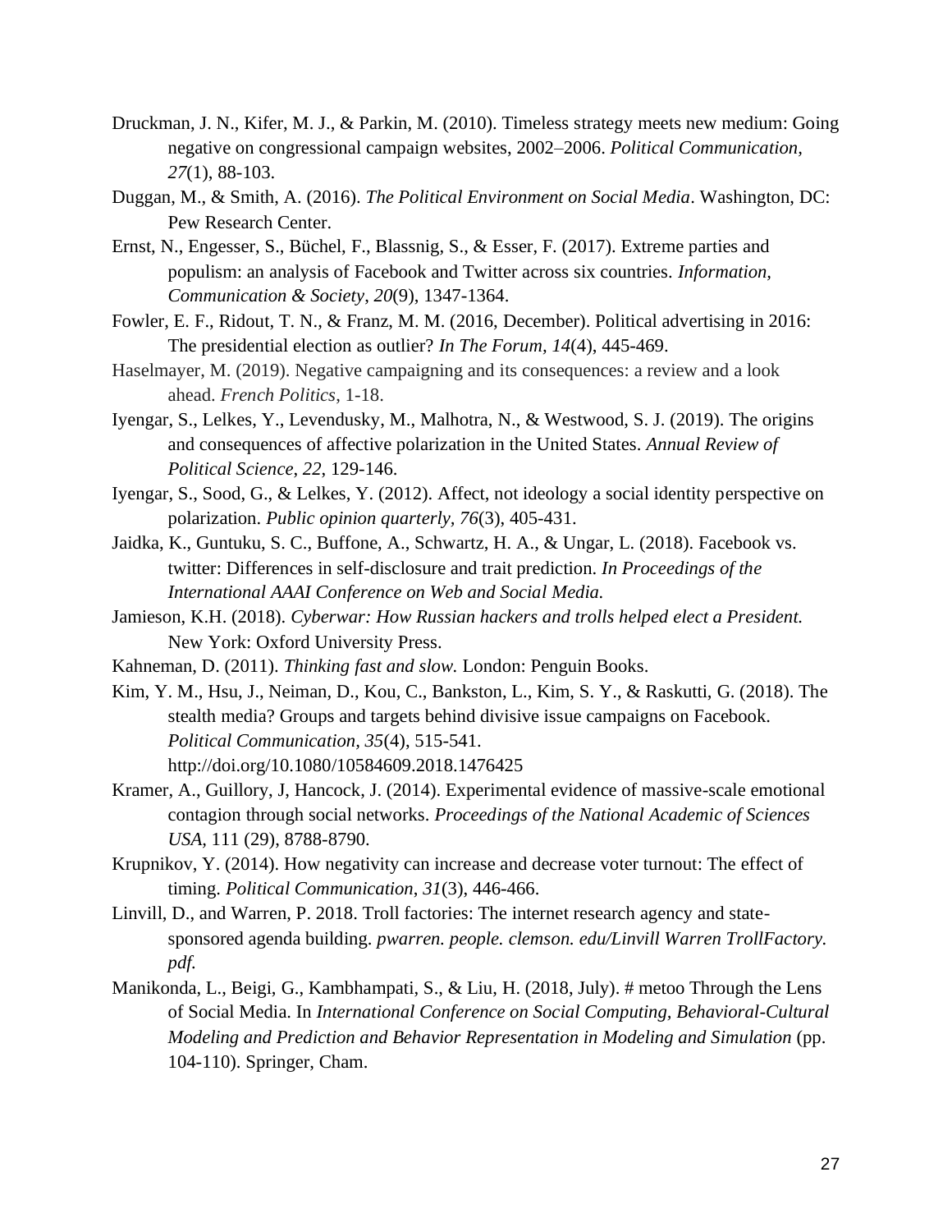Druckman, J. N., Kifer, M. J., & Parkin, M. (2010). Timeless strategy meets new medium: Going negative on congressional campaign websites, 2002–2006. *Political Communication, 27*(1), 88-103.

Duggan, M., & Smith, A. (2016). *The Political Environment on Social Media*. Washington, DC: Pew Research Center.

Ernst, N., Engesser, S., Büchel, F., Blassnig, S., & Esser, F. (2017). Extreme parties and populism: an analysis of Facebook and Twitter across six countries. *Information, Communication & Society*, *20*(9), 1347-1364.

Fowler, E. F., Ridout, T. N., & Franz, M. M. (2016, December). Political advertising in 2016: The presidential election as outlier? *In The Forum, 14*(4), 445-469.

Haselmayer, M. (2019). Negative campaigning and its consequences: a review and a look ahead. *French Politics*, 1-18.

Iyengar, S., Lelkes, Y., Levendusky, M., Malhotra, N., & Westwood, S. J. (2019). The origins and consequences of affective polarization in the United States. *Annual Review of Political Science*, *22*, 129-146.

Iyengar, S., Sood, G., & Lelkes, Y. (2012). Affect, not ideology a social identity perspective on polarization. *Public opinion quarterly*, *76*(3), 405-431.

Jaidka, K., Guntuku, S. C., Buffone, A., Schwartz, H. A., & Ungar, L. (2018). Facebook vs. twitter: Differences in self-disclosure and trait prediction. *In Proceedings of the International AAAI Conference on Web and Social Media.*

Jamieson, K.H. (2018). *Cyberwar: How Russian hackers and trolls helped elect a President.* New York: Oxford University Press.

Kahneman, D. (2011). *Thinking fast and slow.* London: Penguin Books.

Kim, Y. M., Hsu, J., Neiman, D., Kou, C., Bankston, L., Kim, S. Y., & Raskutti, G. (2018). The stealth media? Groups and targets behind divisive issue campaigns on Facebook. *Political Communication, 35*(4), 515-541. http://doi.org/10.1080/10584609.2018.1476425

Kramer, A., Guillory, J, Hancock, J. (2014). Experimental evidence of massive-scale emotional contagion through social networks. *Proceedings of the National Academic of Sciences USA*, 111 (29), 8788-8790.

Krupnikov, Y. (2014). How negativity can increase and decrease voter turnout: The effect of timing. *Political Communication*, *31*(3), 446-466.

Linvill, D., and Warren, P. 2018. Troll factories: The internet research agency and state-sponsored agenda building. *pwarren. people. clemson. edu/Linvill Warren TrollFactory. pdf.*

Manikonda, L., Beigi, G., Kambhampati, S., & Liu, H. (2018, July). # metoo Through the Lens of Social Media. In *International Conference on Social Computing, Behavioral-Cultural Modeling and Prediction and Behavior Representation in Modeling and Simulation* (pp. 104-110). Springer, Cham.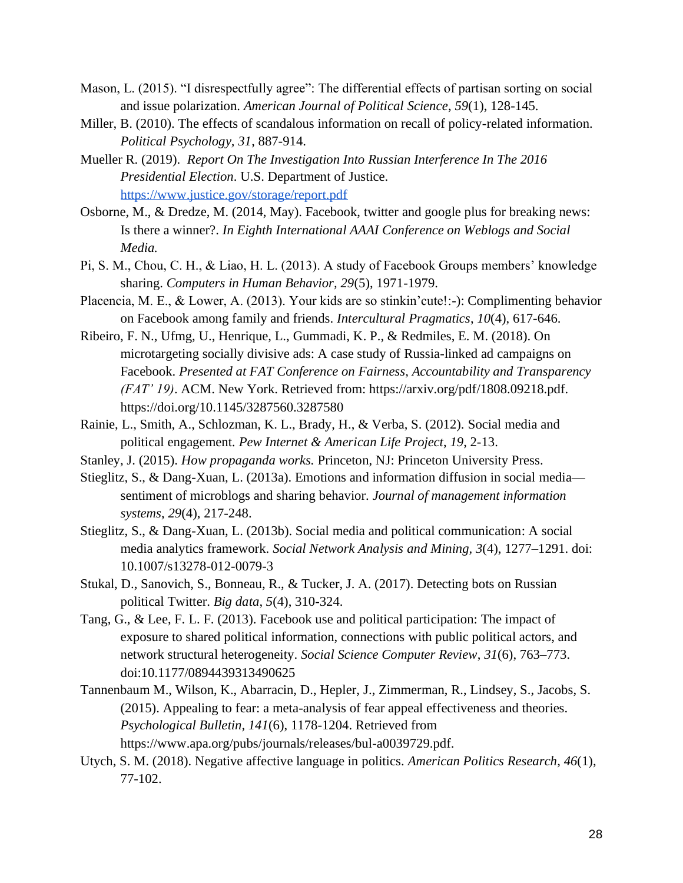Mason, L. (2015). "I disrespectfully agree": The differential effects of partisan sorting on social and issue polarization. *American Journal of Political Science*, *59*(1), 128-145.

Miller, B. (2010). The effects of scandalous information on recall of policy-related information. *Political Psychology*, *31*, 887-914.

Mueller R. (2019). *Report On The Investigation Into Russian Interference In The 2016 Presidential Election*. U.S. Department of Justice. https://www.justice.gov/storage/report.pdf

Osborne, M., & Dredze, M. (2014, May). Facebook, twitter and google plus for breaking news: Is there a winner?. *In Eighth International AAAI Conference on Weblogs and Social Media.*

Pi, S. M., Chou, C. H., & Liao, H. L. (2013). A study of Facebook Groups members' knowledge sharing. *Computers in Human Behavior*, *29*(5), 1971-1979.

Placencia, M. E., & Lower, A. (2013). Your kids are so stinkin'cute!:-): Complimenting behavior on Facebook among family and friends. *Intercultural Pragmatics*, *10*(4), 617-646.

Ribeiro, F. N., Ufmg, U., Henrique, L., Gummadi, K. P., & Redmiles, E. M. (2018). On microtargeting socially divisive ads: A case study of Russia-linked ad campaigns on Facebook. *Presented at FAT Conference on Fairness, Accountability and Transparency (FAT' 19)*. ACM. New York. Retrieved from: https://arxiv.org/pdf/1808.09218.pdf. https://doi.org/10.1145/3287560.3287580

Rainie, L., Smith, A., Schlozman, K. L., Brady, H., & Verba, S. (2012). Social media and political engagement. *Pew Internet & American Life Project*, *19*, 2-13.

Stanley, J. (2015). *How propaganda works.* Princeton, NJ: Princeton University Press.

Stieglitz, S., & Dang-Xuan, L. (2013a). Emotions and information diffusion in social media—sentiment of microblogs and sharing behavior. *Journal of management information systems*, *29*(4), 217-248.

Stieglitz, S., & Dang-Xuan, L. (2013b). Social media and political communication: A social media analytics framework. *Social Network Analysis and Mining, 3*(4), 1277–1291. doi: 10.1007/s13278-012-0079-3

Stukal, D., Sanovich, S., Bonneau, R., & Tucker, J. A. (2017). Detecting bots on Russian political Twitter. *Big data*, *5*(4), 310-324.

Tang, G., & Lee, F. L. F. (2013). Facebook use and political participation: The impact of exposure to shared political information, connections with public political actors, and network structural heterogeneity. *Social Science Computer Review*, *31*(6), 763–773. doi:10.1177/0894439313490625

Tannenbaum M., Wilson, K., Abarracin, D., Hepler, J., Zimmerman, R., Lindsey, S., Jacobs, S. (2015). Appealing to fear: a meta-analysis of fear appeal effectiveness and theories. *Psychological Bulletin, 141*(6), 1178-1204. Retrieved from https://www.apa.org/pubs/journals/releases/bul-a0039729.pdf.

Utych, S. M. (2018). Negative affective language in politics. *American Politics Research*, *46*(1), 77-102.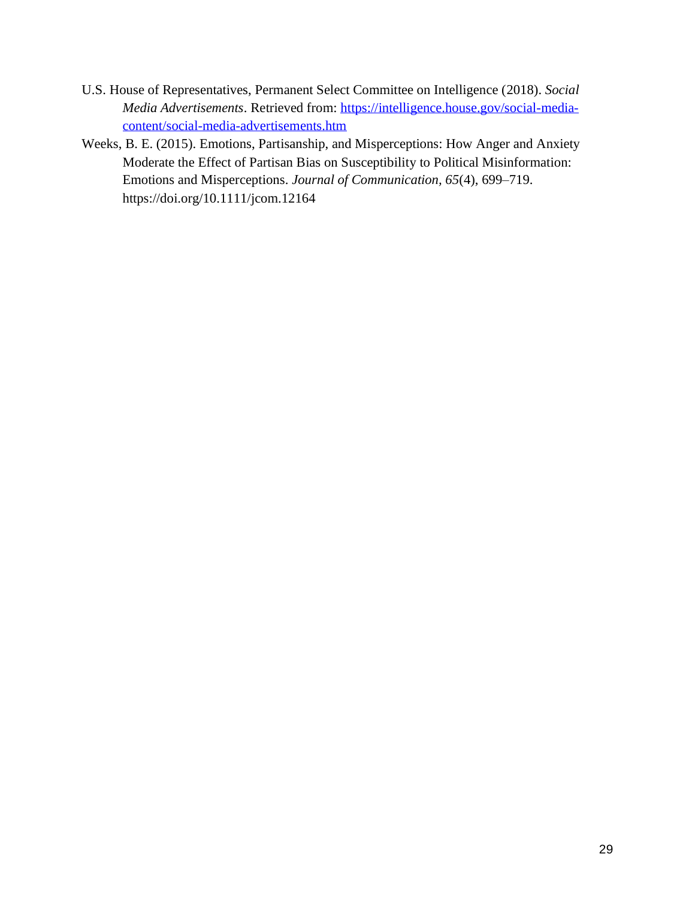U.S. House of Representatives, Permanent Select Committee on Intelligence (2018). *Social Media Advertisements*. Retrieved from: [https://intelligence.house.gov/social-media-content/social-media-advertisements.htm](https://intelligence.house.gov/social-media-content/social-media-advertisements.htm)

Weeks, B. E. (2015). Emotions, Partisanship, and Misperceptions: How Anger and Anxiety Moderate the Effect of Partisan Bias on Susceptibility to Political Misinformation: Emotions and Misperceptions. *Journal of Communication, 65*(4), 699–719. https://doi.org/10.1111/jcom.12164